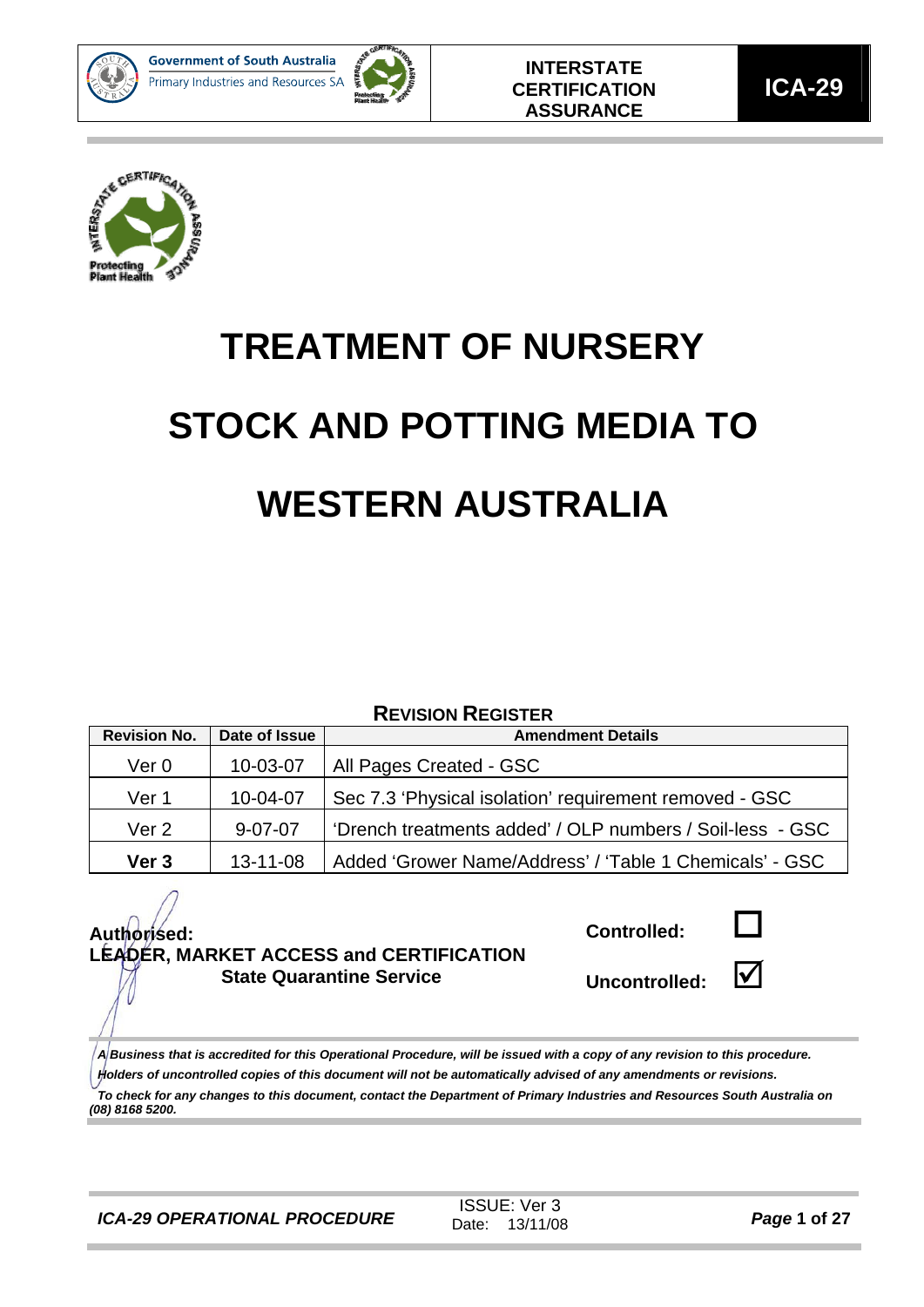# TREATMENT OF NURSERY STOCK AND POTTING MEDIA TO WESTERN AUSTRALIA

**REVISION REGISTER**

| Revision No. | Date of Issue | Amendment Details |
|---|---|---|
| Ver 0 | 10-03-07 | All Pages Created - GSC |
| Ver 1 | 10-04-07 | Sec 7.3 'Physical isolation' requirement removed - GSC |
| Ver 2 | 9-07-07 | 'Drench treatments added' / OLP numbers / Soil-less - GSC |
| **Ver 3** | 13-11-08 | Added 'Grower Name/Address' / 'Table 1 Chemicals' - GSC |

**Authorised:**
**LEADER, MARKET ACCESS and CERTIFICATION**
**State Quarantine Service**

**Controlled:** ☐

**Uncontrolled:** ☑

***A Business that is accredited for this Operational Procedure, will be issued with a copy of any revision to this procedure.***
***Holders of uncontrolled copies of this document will not be automatically advised of any amendments or revisions.***
***To check for any changes to this document, contact the Department of Primary Industries and Resources South Australia on (08) 8168 5200.***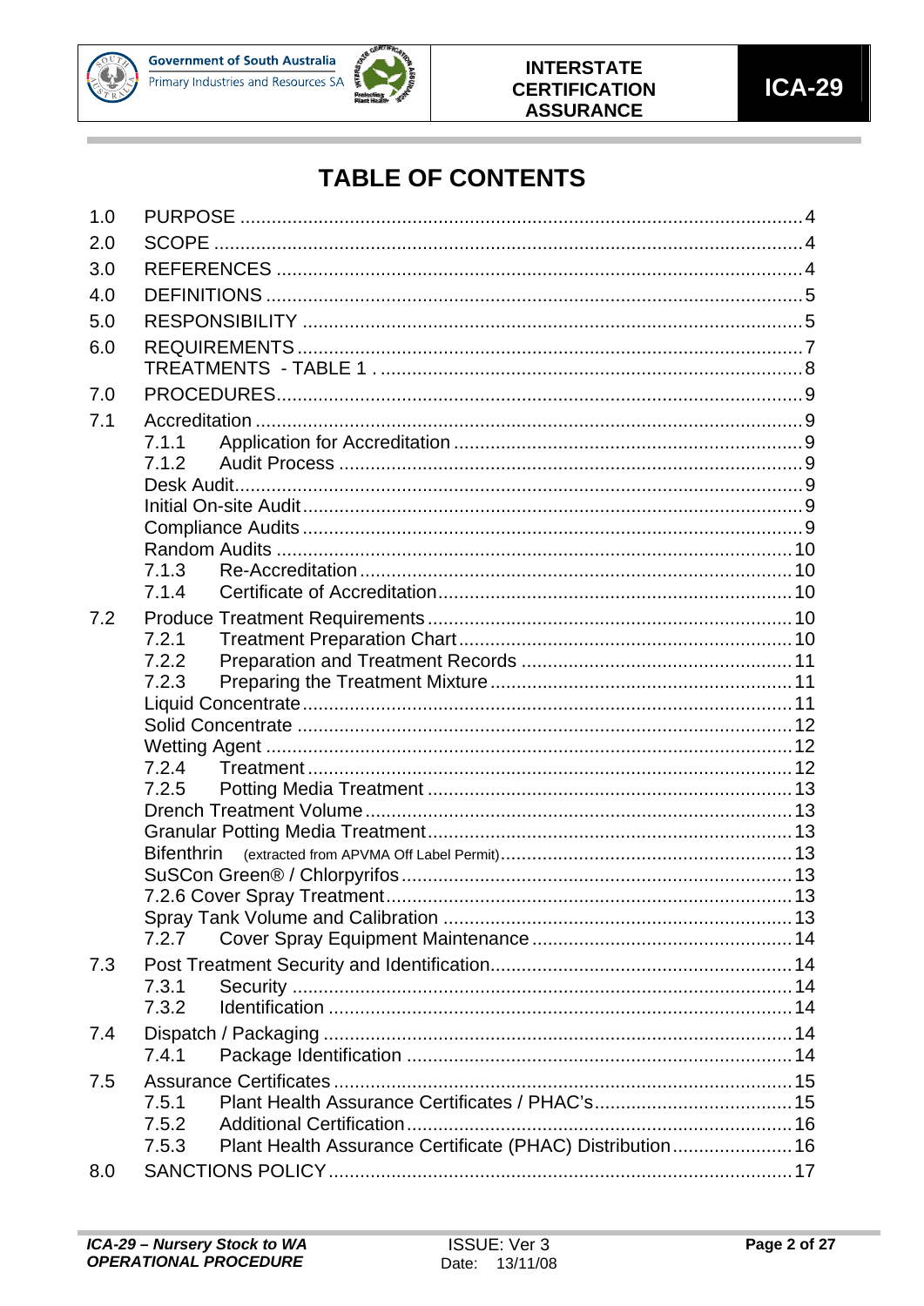# TABLE OF CONTENTS

| | | |
|---|---|---|
| 1.0 | PURPOSE | 4 |
| 2.0 | SCOPE | 4 |
| 3.0 | REFERENCES | 4 |
| 4.0 | DEFINITIONS | 5 |
| 5.0 | RESPONSIBILITY | 5 |
| 6.0 | REQUIREMENTS | 7 |
| | TREATMENTS - TABLE 1 . | 8 |
| 7.0 | PROCEDURES | 9 |
| 7.1 | Accreditation | 9 |
| | 7.1.1 Application for Accreditation | 9 |
| | 7.1.2 Audit Process | 9 |
| | Desk Audit | 9 |
| | Initial On-site Audit | 9 |
| | Compliance Audits | 9 |
| | Random Audits | 10 |
| | 7.1.3 Re-Accreditation | 10 |
| | 7.1.4 Certificate of Accreditation | 10 |
| 7.2 | Produce Treatment Requirements | 10 |
| | 7.2.1 Treatment Preparation Chart | 10 |
| | 7.2.2 Preparation and Treatment Records | 11 |
| | 7.2.3 Preparing the Treatment Mixture | 11 |
| | Liquid Concentrate | 11 |
| | Solid Concentrate | 12 |
| | Wetting Agent | 12 |
| | 7.2.4 Treatment | 12 |
| | 7.2.5 Potting Media Treatment | 13 |
| | Drench Treatment Volume | 13 |
| | Granular Potting Media Treatment | 13 |
| | Bifenthrin (extracted from APVMA Off Label Permit) | 13 |
| | SuSCon Green® / Chlorpyrifos | 13 |
| | 7.2.6 Cover Spray Treatment | 13 |
| | Spray Tank Volume and Calibration | 13 |
| | 7.2.7 Cover Spray Equipment Maintenance | 14 |
| 7.3 | Post Treatment Security and Identification | 14 |
| | 7.3.1 Security | 14 |
| | 7.3.2 Identification | 14 |
| 7.4 | Dispatch / Packaging | 14 |
| | 7.4.1 Package Identification | 14 |
| 7.5 | Assurance Certificates | 15 |
| | 7.5.1 Plant Health Assurance Certificates / PHAC's | 15 |
| | 7.5.2 Additional Certification | 16 |
| | 7.5.3 Plant Health Assurance Certificate (PHAC) Distribution | 16 |
| 8.0 | SANCTIONS POLICY | 17 |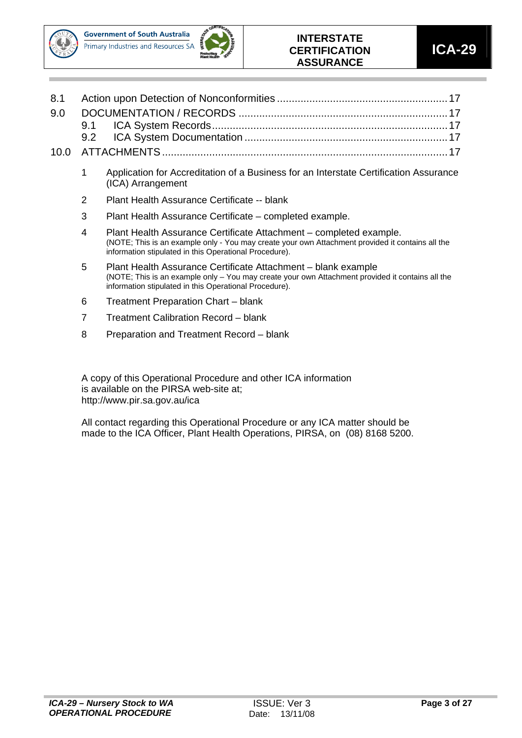8.1 Action upon Detection of Nonconformities ........................................................ 17

9.0 DOCUMENTATION / RECORDS ...................................................................... 17

  9.1 ICA System Records ............................................................................... 17

  9.2 ICA System Documentation ................................................................... 17

10.0 ATTACHMENTS ............................................................................................. 17

1. Application for Accreditation of a Business for an Interstate Certification Assurance (ICA) Arrangement
2. Plant Health Assurance Certificate -- blank
3. Plant Health Assurance Certificate – completed example.
4. Plant Health Assurance Certificate Attachment – completed example.
   (NOTE; This is an example only - You may create your own Attachment provided it contains all the information stipulated in this Operational Procedure).
5. Plant Health Assurance Certificate Attachment – blank example
   (NOTE; This is an example only – You may create your own Attachment provided it contains all the information stipulated in this Operational Procedure).
6. Treatment Preparation Chart – blank
7. Treatment Calibration Record – blank
8. Preparation and Treatment Record – blank

A copy of this Operational Procedure and other ICA information is available on the PIRSA web-site at;
http://www.pir.sa.gov.au/ica

All contact regarding this Operational Procedure or any ICA matter should be made to the ICA Officer, Plant Health Operations, PIRSA, on (08) 8168 5200.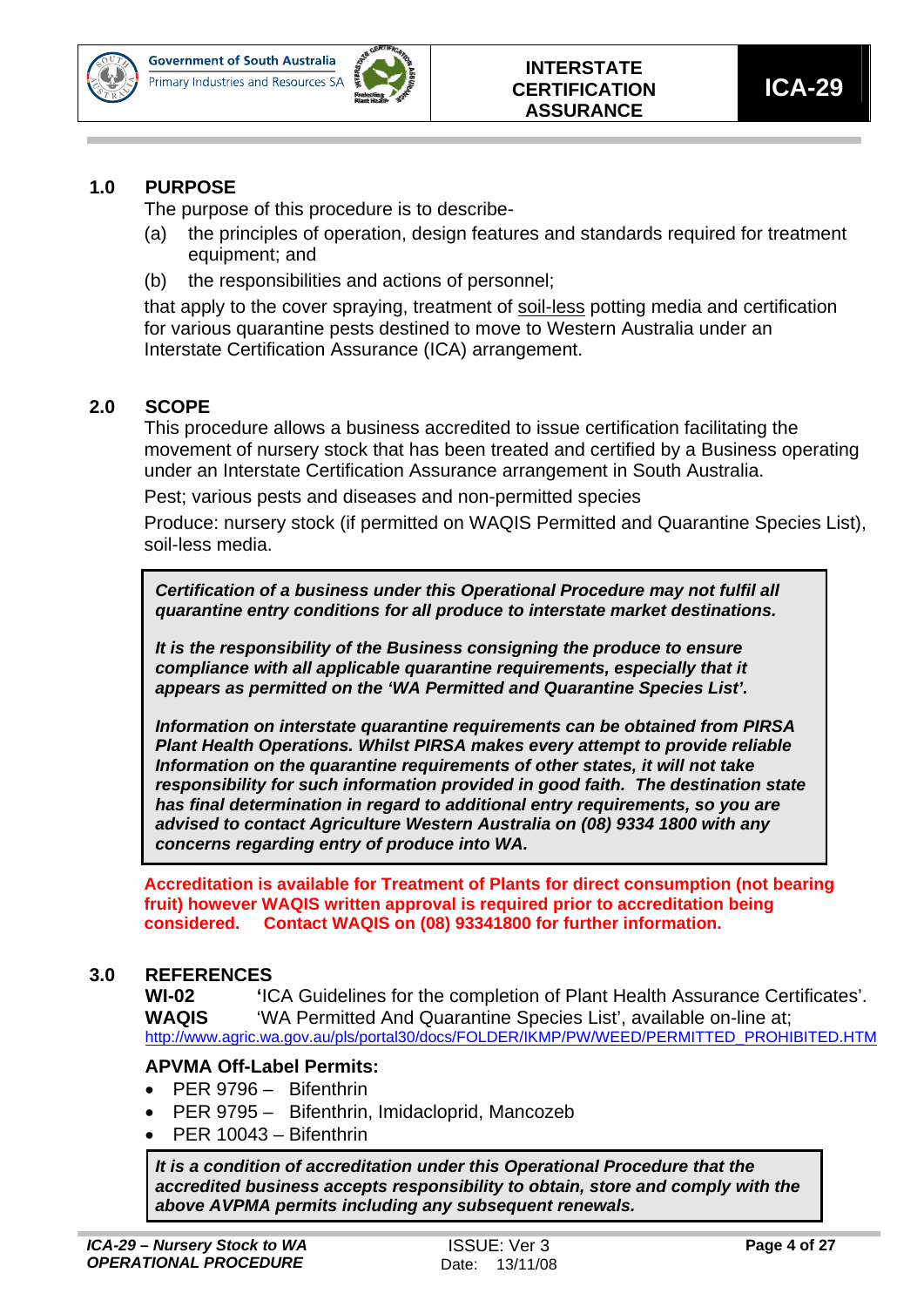## 1.0 PURPOSE

The purpose of this procedure is to describe-

(a) the principles of operation, design features and standards required for treatment equipment; and

(b) the responsibilities and actions of personnel;

that apply to the cover spraying, treatment of soil-less potting media and certification for various quarantine pests destined to move to Western Australia under an Interstate Certification Assurance (ICA) arrangement.

## 2.0 SCOPE

This procedure allows a business accredited to issue certification facilitating the movement of nursery stock that has been treated and certified by a Business operating under an Interstate Certification Assurance arrangement in South Australia.

Pest; various pests and diseases and non-permitted species

Produce: nursery stock (if permitted on WAQIS Permitted and Quarantine Species List), soil-less media.

> ***Certification of a business under this Operational Procedure may not fulfil all quarantine entry conditions for all produce to interstate market destinations.***
>
> ***It is the responsibility of the Business consigning the produce to ensure compliance with all applicable quarantine requirements, especially that it appears as permitted on the 'WA Permitted and Quarantine Species List'.***
>
> ***Information on interstate quarantine requirements can be obtained from PIRSA Plant Health Operations. Whilst PIRSA makes every attempt to provide reliable Information on the quarantine requirements of other states, it will not take responsibility for such information provided in good faith. The destination state has final determination in regard to additional entry requirements, so you are advised to contact Agriculture Western Australia on (08) 9334 1800 with any concerns regarding entry of produce into WA.***

**Accreditation is available for Treatment of Plants for direct consumption (not bearing fruit) however WAQIS written approval is required prior to accreditation being considered. Contact WAQIS on (08) 93341800 for further information.**

## 3.0 REFERENCES

**WI-02** 'ICA Guidelines for the completion of Plant Health Assurance Certificates'.

**WAQIS** 'WA Permitted And Quarantine Species List', available on-line at;
http://www.agric.wa.gov.au/pls/portal30/docs/FOLDER/IKMP/PW/WEED/PERMITTED_PROHIBITED.HTM

### APVMA Off-Label Permits:

- PER 9796 – Bifenthrin
- PER 9795 – Bifenthrin, Imidacloprid, Mancozeb
- PER 10043 – Bifenthrin

> ***It is a condition of accreditation under this Operational Procedure that the accredited business accepts responsibility to obtain, store and comply with the above AVPMA permits including any subsequent renewals.***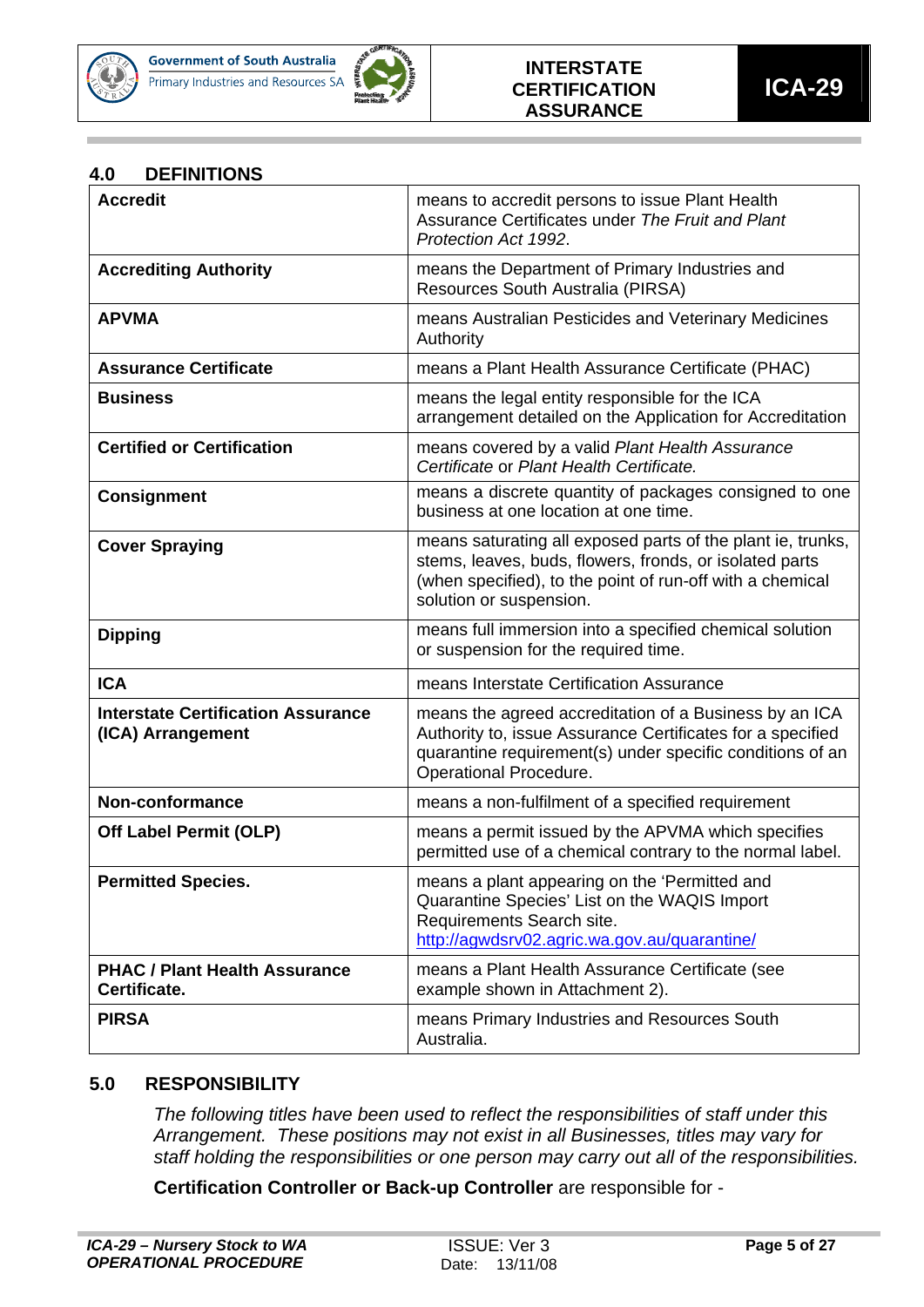## 4.0 DEFINITIONS

| | |
|---|---|
| **Accredit** | means to accredit persons to issue Plant Health Assurance Certificates under *The Fruit and Plant Protection Act 1992*. |
| **Accrediting Authority** | means the Department of Primary Industries and Resources South Australia (PIRSA) |
| **APVMA** | means Australian Pesticides and Veterinary Medicines Authority |
| **Assurance Certificate** | means a Plant Health Assurance Certificate (PHAC) |
| **Business** | means the legal entity responsible for the ICA arrangement detailed on the Application for Accreditation |
| **Certified or Certification** | means covered by a valid *Plant Health Assurance Certificate* or *Plant Health Certificate.* |
| **Consignment** | means a discrete quantity of packages consigned to one business at one location at one time. |
| **Cover Spraying** | means saturating all exposed parts of the plant ie, trunks, stems, leaves, buds, flowers, fronds, or isolated parts (when specified), to the point of run-off with a chemical solution or suspension. |
| **Dipping** | means full immersion into a specified chemical solution or suspension for the required time. |
| **ICA** | means Interstate Certification Assurance |
| **Interstate Certification Assurance (ICA) Arrangement** | means the agreed accreditation of a Business by an ICA Authority to, issue Assurance Certificates for a specified quarantine requirement(s) under specific conditions of an Operational Procedure. |
| **Non-conformance** | means a non-fulfilment of a specified requirement |
| **Off Label Permit (OLP)** | means a permit issued by the APVMA which specifies permitted use of a chemical contrary to the normal label. |
| **Permitted Species.** | means a plant appearing on the 'Permitted and Quarantine Species' List on the WAQIS Import Requirements Search site. http://agwdsrv02.agric.wa.gov.au/quarantine/ |
| **PHAC / Plant Health Assurance Certificate.** | means a Plant Health Assurance Certificate (see example shown in Attachment 2). |
| **PIRSA** | means Primary Industries and Resources South Australia. |

## 5.0 RESPONSIBILITY

*The following titles have been used to reflect the responsibilities of staff under this Arrangement. These positions may not exist in all Businesses, titles may vary for staff holding the responsibilities or one person may carry out all of the responsibilities.*

**Certification Controller or Back-up Controller** are responsible for -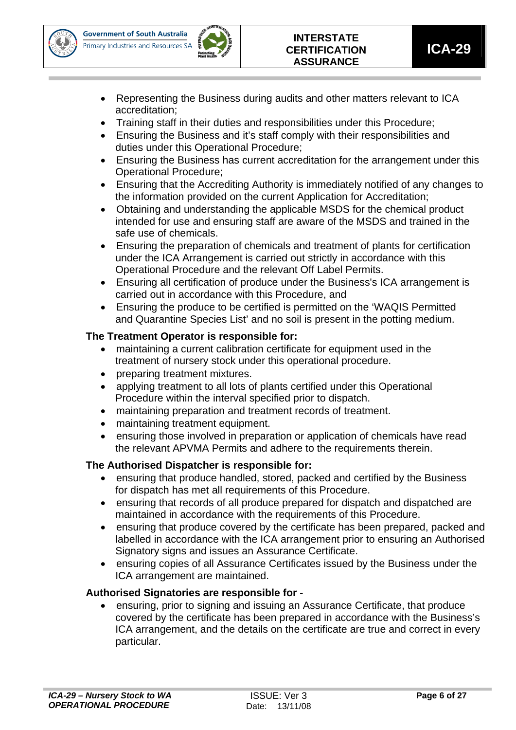- Representing the Business during audits and other matters relevant to ICA accreditation;
- Training staff in their duties and responsibilities under this Procedure;
- Ensuring the Business and it's staff comply with their responsibilities and duties under this Operational Procedure;
- Ensuring the Business has current accreditation for the arrangement under this Operational Procedure;
- Ensuring that the Accrediting Authority is immediately notified of any changes to the information provided on the current Application for Accreditation;
- Obtaining and understanding the applicable MSDS for the chemical product intended for use and ensuring staff are aware of the MSDS and trained in the safe use of chemicals.
- Ensuring the preparation of chemicals and treatment of plants for certification under the ICA Arrangement is carried out strictly in accordance with this Operational Procedure and the relevant Off Label Permits.
- Ensuring all certification of produce under the Business's ICA arrangement is carried out in accordance with this Procedure, and
- Ensuring the produce to be certified is permitted on the 'WAQIS Permitted and Quarantine Species List' and no soil is present in the potting medium.

**The Treatment Operator is responsible for:**

- maintaining a current calibration certificate for equipment used in the treatment of nursery stock under this operational procedure.
- preparing treatment mixtures.
- applying treatment to all lots of plants certified under this Operational Procedure within the interval specified prior to dispatch.
- maintaining preparation and treatment records of treatment.
- maintaining treatment equipment.
- ensuring those involved in preparation or application of chemicals have read the relevant APVMA Permits and adhere to the requirements therein.

**The Authorised Dispatcher is responsible for:**

- ensuring that produce handled, stored, packed and certified by the Business for dispatch has met all requirements of this Procedure.
- ensuring that records of all produce prepared for dispatch and dispatched are maintained in accordance with the requirements of this Procedure.
- ensuring that produce covered by the certificate has been prepared, packed and labelled in accordance with the ICA arrangement prior to ensuring an Authorised Signatory signs and issues an Assurance Certificate.
- ensuring copies of all Assurance Certificates issued by the Business under the ICA arrangement are maintained.

**Authorised Signatories are responsible for -**

- ensuring, prior to signing and issuing an Assurance Certificate, that produce covered by the certificate has been prepared in accordance with the Business's ICA arrangement, and the details on the certificate are true and correct in every particular.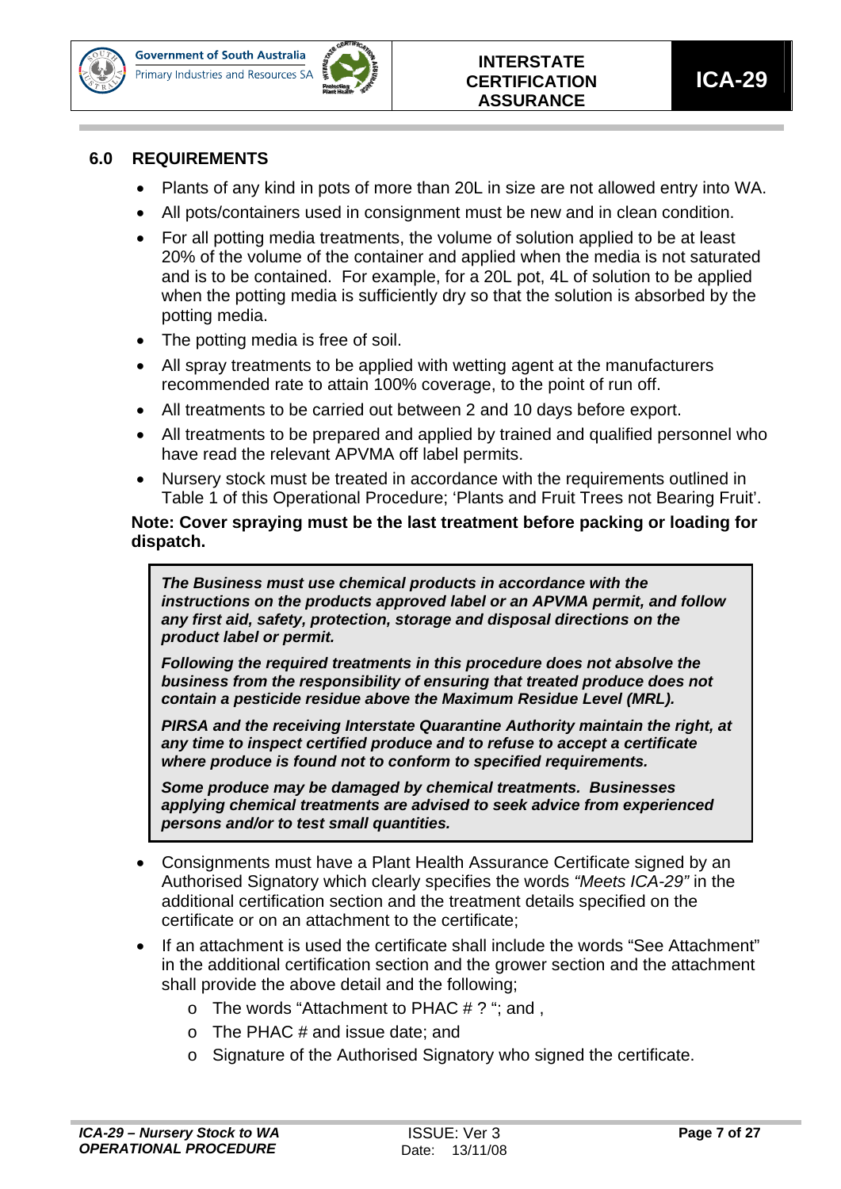## 6.0 REQUIREMENTS

- Plants of any kind in pots of more than 20L in size are not allowed entry into WA.
- All pots/containers used in consignment must be new and in clean condition.
- For all potting media treatments, the volume of solution applied to be at least 20% of the volume of the container and applied when the media is not saturated and is to be contained. For example, for a 20L pot, 4L of solution to be applied when the potting media is sufficiently dry so that the solution is absorbed by the potting media.
- The potting media is free of soil.
- All spray treatments to be applied with wetting agent at the manufacturers recommended rate to attain 100% coverage, to the point of run off.
- All treatments to be carried out between 2 and 10 days before export.
- All treatments to be prepared and applied by trained and qualified personnel who have read the relevant APVMA off label permits.
- Nursery stock must be treated in accordance with the requirements outlined in Table 1 of this Operational Procedure; 'Plants and Fruit Trees not Bearing Fruit'.

**Note: Cover spraying must be the last treatment before packing or loading for dispatch.**

> ***The Business must use chemical products in accordance with the instructions on the products approved label or an APVMA permit, and follow any first aid, safety, protection, storage and disposal directions on the product label or permit.***
>
> ***Following the required treatments in this procedure does not absolve the business from the responsibility of ensuring that treated produce does not contain a pesticide residue above the Maximum Residue Level (MRL).***
>
> ***PIRSA and the receiving Interstate Quarantine Authority maintain the right, at any time to inspect certified produce and to refuse to accept a certificate where produce is found not to conform to specified requirements.***
>
> ***Some produce may be damaged by chemical treatments. Businesses applying chemical treatments are advised to seek advice from experienced persons and/or to test small quantities.***

- Consignments must have a Plant Health Assurance Certificate signed by an Authorised Signatory which clearly specifies the words *"Meets ICA-29"* in the additional certification section and the treatment details specified on the certificate or on an attachment to the certificate;
- If an attachment is used the certificate shall include the words "See Attachment" in the additional certification section and the grower section and the attachment shall provide the above detail and the following;
  - The words "Attachment to PHAC # ? "; and ,
  - The PHAC # and issue date; and
  - Signature of the Authorised Signatory who signed the certificate.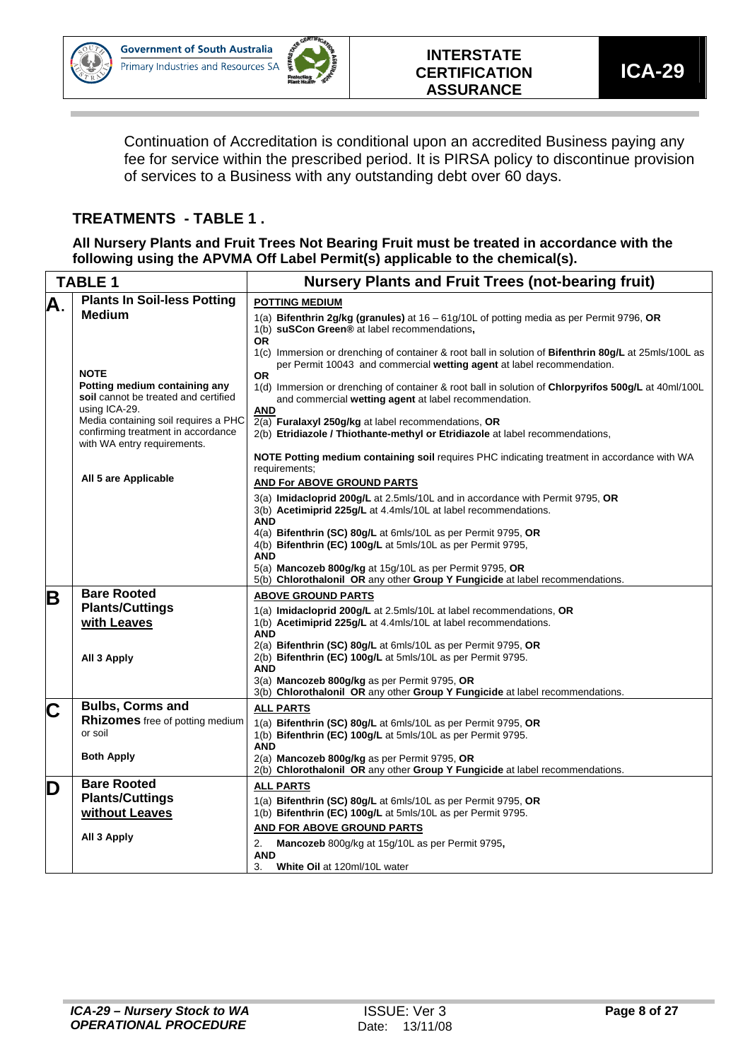Continuation of Accreditation is conditional upon an accredited Business paying any fee for service within the prescribed period. It is PIRSA policy to discontinue provision of services to a Business with any outstanding debt over 60 days.

## TREATMENTS - TABLE 1 .

**All Nursery Plants and Fruit Trees Not Bearing Fruit must be treated in accordance with the following using the APVMA Off Label Permit(s) applicable to the chemical(s).**

| TABLE 1 | | Nursery Plants and Fruit Trees (not-bearing fruit) |
|---|---|---|
| **A.** | **Plants In Soil-less Potting Medium**<br><br>**NOTE**<br>**Potting medium containing any soil** cannot be treated and certified using ICA-29.<br>Media containing soil requires a PHC confirming treatment in accordance with WA entry requirements.<br><br>**All 5 are Applicable** | **POTTING MEDIUM**<br>1(a) **Bifenthrin 2g/kg (granules)** at 16 – 61g/10L of potting media as per Permit 9796, **OR**<br>1(b) **suSCon Green®** at label recommendations**,**<br>**OR**<br>1(c) Immersion or drenching of container & root ball in solution of **Bifenthrin 80g/L** at 25mls/100L as per Permit 10043 and commercial **wetting agent** at label recommendation.<br>**OR**<br>1(d) Immersion or drenching of container & root ball in solution of **Chlorpyrifos 500g/L** at 40ml/100L and commercial **wetting agent** at label recommendation.<br>**AND**<br>2(a) **Furalaxyl 250g/kg** at label recommendations, **OR**<br>2(b) **Etridiazole / Thiothante-methyl or Etridiazole** at label recommendations,<br><br>**NOTE Potting medium containing soil** requires PHC indicating treatment in accordance with WA requirements;<br>**AND For ABOVE GROUND PARTS**<br>3(a) **Imidacloprid 200g/L** at 2.5mls/10L and in accordance with Permit 9795, **OR**<br>3(b) **Acetimipríd 225g/L** at 4.4mls/10L at label recommendations.<br>**AND**<br>4(a) **Bifenthrin (SC) 80g/L** at 6mls/10L as per Permit 9795, **OR**<br>4(b) **Bifenthrin (EC) 100g/L** at 5mls/10L as per Permit 9795,<br>**AND**<br>5(a) **Mancozeb 800g/kg** at 15g/10L as per Permit 9795, **OR**<br>5(b) **Chlorothalonil OR** any other **Group Y Fungicide** at label recommendations. |
| **B** | **Bare Rooted Plants/Cuttings <u>with Leaves</u>**<br><br>**All 3 Apply** | **ABOVE GROUND PARTS**<br>1(a) **Imidacloprid 200g/L** at 2.5mls/10L at label recommendations, **OR**<br>1(b) **Acetimipríd 225g/L** at 4.4mls/10L at label recommendations.<br>**AND**<br>2(a) **Bifenthrin (SC) 80g/L** at 6mls/10L as per Permit 9795, **OR**<br>2(b) **Bifenthrin (EC) 100g/L** at 5mls/10L as per Permit 9795.<br>**AND**<br>3(a) **Mancozeb 800g/kg** as per Permit 9795, **OR**<br>3(b) **Chlorothalonil OR** any other **Group Y Fungicide** at label recommendations. |
| **C** | **Bulbs, Corms and Rhizomes** free of potting medium or soil<br><br>**Both Apply** | **ALL PARTS**<br>1(a) **Bifenthrin (SC) 80g/L** at 6mls/10L as per Permit 9795, **OR**<br>1(b) **Bifenthrin (EC) 100g/L** at 5mls/10L as per Permit 9795.<br>**AND**<br>2(a) **Mancozeb 800g/kg** as per Permit 9795, **OR**<br>2(b) **Chlorothalonil OR** any other **Group Y Fungicide** at label recommendations. |
| **D** | **Bare Rooted Plants/Cuttings <u>without Leaves</u>**<br><br>**All 3 Apply** | **ALL PARTS**<br>1(a) **Bifenthrin (SC) 80g/L** at 6mls/10L as per Permit 9795, **OR**<br>1(b) **Bifenthrin (EC) 100g/L** at 5mls/10L as per Permit 9795.<br>**AND FOR ABOVE GROUND PARTS**<br>2. **Mancozeb** 800g/kg at 15g/10L as per Permit 9795**,**<br>**AND**<br>3. **White Oil** at 120ml/10L water |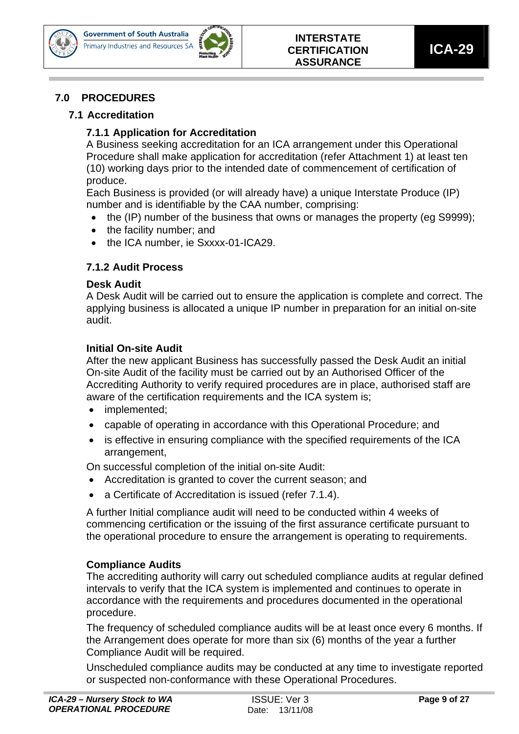## 7.0 PROCEDURES

### 7.1 Accreditation

#### 7.1.1 Application for Accreditation

A Business seeking accreditation for an ICA arrangement under this Operational Procedure shall make application for accreditation (refer Attachment 1) at least ten (10) working days prior to the intended date of commencement of certification of produce.

Each Business is provided (or will already have) a unique Interstate Produce (IP) number and is identifiable by the CAA number, comprising:

- the (IP) number of the business that owns or manages the property (eg S9999);
- the facility number; and
- the ICA number, ie Sxxxx-01-ICA29.

#### 7.1.2 Audit Process

**Desk Audit**

A Desk Audit will be carried out to ensure the application is complete and correct. The applying business is allocated a unique IP number in preparation for an initial on-site audit.

**Initial On-site Audit**

After the new applicant Business has successfully passed the Desk Audit an initial On-site Audit of the facility must be carried out by an Authorised Officer of the Accrediting Authority to verify required procedures are in place, authorised staff are aware of the certification requirements and the ICA system is;

- implemented;
- capable of operating in accordance with this Operational Procedure; and
- is effective in ensuring compliance with the specified requirements of the ICA arrangement,

On successful completion of the initial on-site Audit:

- Accreditation is granted to cover the current season; and
- a Certificate of Accreditation is issued (refer 7.1.4).

A further Initial compliance audit will need to be conducted within 4 weeks of commencing certification or the issuing of the first assurance certificate pursuant to the operational procedure to ensure the arrangement is operating to requirements.

**Compliance Audits**

The accrediting authority will carry out scheduled compliance audits at regular defined intervals to verify that the ICA system is implemented and continues to operate in accordance with the requirements and procedures documented in the operational procedure.

The frequency of scheduled compliance audits will be at least once every 6 months. If the Arrangement does operate for more than six (6) months of the year a further Compliance Audit will be required.

Unscheduled compliance audits may be conducted at any time to investigate reported or suspected non-conformance with these Operational Procedures.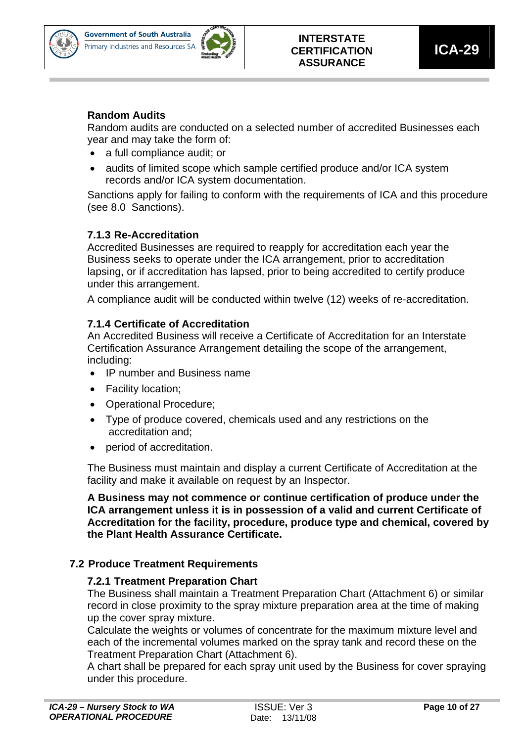**Random Audits**

Random audits are conducted on a selected number of accredited Businesses each year and may take the form of:

- a full compliance audit; or
- audits of limited scope which sample certified produce and/or ICA system records and/or ICA system documentation.

Sanctions apply for failing to conform with the requirements of ICA and this procedure (see 8.0 Sanctions).

### 7.1.3 Re-Accreditation

Accredited Businesses are required to reapply for accreditation each year the Business seeks to operate under the ICA arrangement, prior to accreditation lapsing, or if accreditation has lapsed, prior to being accredited to certify produce under this arrangement.

A compliance audit will be conducted within twelve (12) weeks of re-accreditation.

### 7.1.4 Certificate of Accreditation

An Accredited Business will receive a Certificate of Accreditation for an Interstate Certification Assurance Arrangement detailing the scope of the arrangement, including:

- IP number and Business name
- Facility location;
- Operational Procedure;
- Type of produce covered, chemicals used and any restrictions on the accreditation and;
- period of accreditation.

The Business must maintain and display a current Certificate of Accreditation at the facility and make it available on request by an Inspector.

**A Business may not commence or continue certification of produce under the ICA arrangement unless it is in possession of a valid and current Certificate of Accreditation for the facility, procedure, produce type and chemical, covered by the Plant Health Assurance Certificate.**

## 7.2 Produce Treatment Requirements

### 7.2.1 Treatment Preparation Chart

The Business shall maintain a Treatment Preparation Chart (Attachment 6) or similar record in close proximity to the spray mixture preparation area at the time of making up the cover spray mixture.

Calculate the weights or volumes of concentrate for the maximum mixture level and each of the incremental volumes marked on the spray tank and record these on the Treatment Preparation Chart (Attachment 6).

A chart shall be prepared for each spray unit used by the Business for cover spraying under this procedure.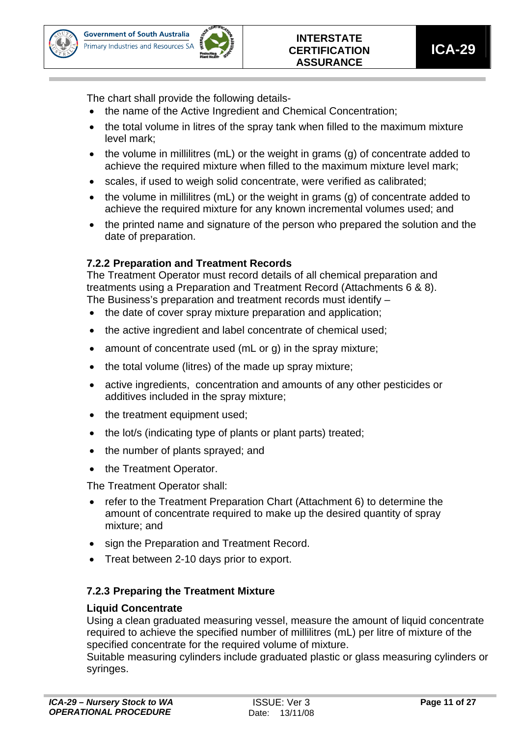The chart shall provide the following details-

- the name of the Active Ingredient and Chemical Concentration;
- the total volume in litres of the spray tank when filled to the maximum mixture level mark;
- the volume in millilitres (mL) or the weight in grams (g) of concentrate added to achieve the required mixture when filled to the maximum mixture level mark;
- scales, if used to weigh solid concentrate, were verified as calibrated;
- the volume in millilitres (mL) or the weight in grams (g) of concentrate added to achieve the required mixture for any known incremental volumes used; and
- the printed name and signature of the person who prepared the solution and the date of preparation.

### 7.2.2 Preparation and Treatment Records

The Treatment Operator must record details of all chemical preparation and treatments using a Preparation and Treatment Record (Attachments 6 & 8).
The Business's preparation and treatment records must identify –

- the date of cover spray mixture preparation and application;
- the active ingredient and label concentrate of chemical used;
- amount of concentrate used (mL or g) in the spray mixture;
- the total volume (litres) of the made up spray mixture;
- active ingredients, concentration and amounts of any other pesticides or additives included in the spray mixture;
- the treatment equipment used;
- the lot/s (indicating type of plants or plant parts) treated;
- the number of plants sprayed; and
- the Treatment Operator.

The Treatment Operator shall:

- refer to the Treatment Preparation Chart (Attachment 6) to determine the amount of concentrate required to make up the desired quantity of spray mixture; and
- sign the Preparation and Treatment Record.
- Treat between 2-10 days prior to export.

### 7.2.3 Preparing the Treatment Mixture

**Liquid Concentrate**

Using a clean graduated measuring vessel, measure the amount of liquid concentrate required to achieve the specified number of millilitres (mL) per litre of mixture of the specified concentrate for the required volume of mixture.
Suitable measuring cylinders include graduated plastic or glass measuring cylinders or syringes.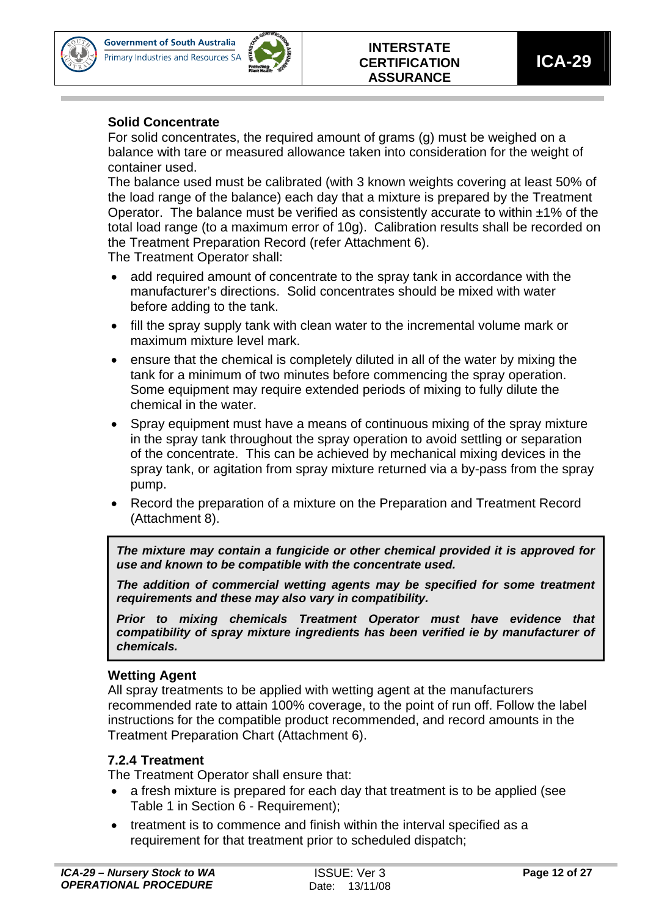**Solid Concentrate**

For solid concentrates, the required amount of grams (g) must be weighed on a balance with tare or measured allowance taken into consideration for the weight of container used.

The balance used must be calibrated (with 3 known weights covering at least 50% of the load range of the balance) each day that a mixture is prepared by the Treatment Operator. The balance must be verified as consistently accurate to within ±1% of the total load range (to a maximum error of 10g). Calibration results shall be recorded on the Treatment Preparation Record (refer Attachment 6).

The Treatment Operator shall:

- add required amount of concentrate to the spray tank in accordance with the manufacturer's directions. Solid concentrates should be mixed with water before adding to the tank.
- fill the spray supply tank with clean water to the incremental volume mark or maximum mixture level mark.
- ensure that the chemical is completely diluted in all of the water by mixing the tank for a minimum of two minutes before commencing the spray operation. Some equipment may require extended periods of mixing to fully dilute the chemical in the water.
- Spray equipment must have a means of continuous mixing of the spray mixture in the spray tank throughout the spray operation to avoid settling or separation of the concentrate. This can be achieved by mechanical mixing devices in the spray tank, or agitation from spray mixture returned via a by-pass from the spray pump.
- Record the preparation of a mixture on the Preparation and Treatment Record (Attachment 8).

> ***The mixture may contain a fungicide or other chemical provided it is approved for use and known to be compatible with the concentrate used.***
>
> ***The addition of commercial wetting agents may be specified for some treatment requirements and these may also vary in compatibility.***
>
> ***Prior to mixing chemicals Treatment Operator must have evidence that compatibility of spray mixture ingredients has been verified ie by manufacturer of chemicals.***

**Wetting Agent**

All spray treatments to be applied with wetting agent at the manufacturers recommended rate to attain 100% coverage, to the point of run off. Follow the label instructions for the compatible product recommended, and record amounts in the Treatment Preparation Chart (Attachment 6).

### 7.2.4 Treatment

The Treatment Operator shall ensure that:

- a fresh mixture is prepared for each day that treatment is to be applied (see Table 1 in Section 6 - Requirement);
- treatment is to commence and finish within the interval specified as a requirement for that treatment prior to scheduled dispatch;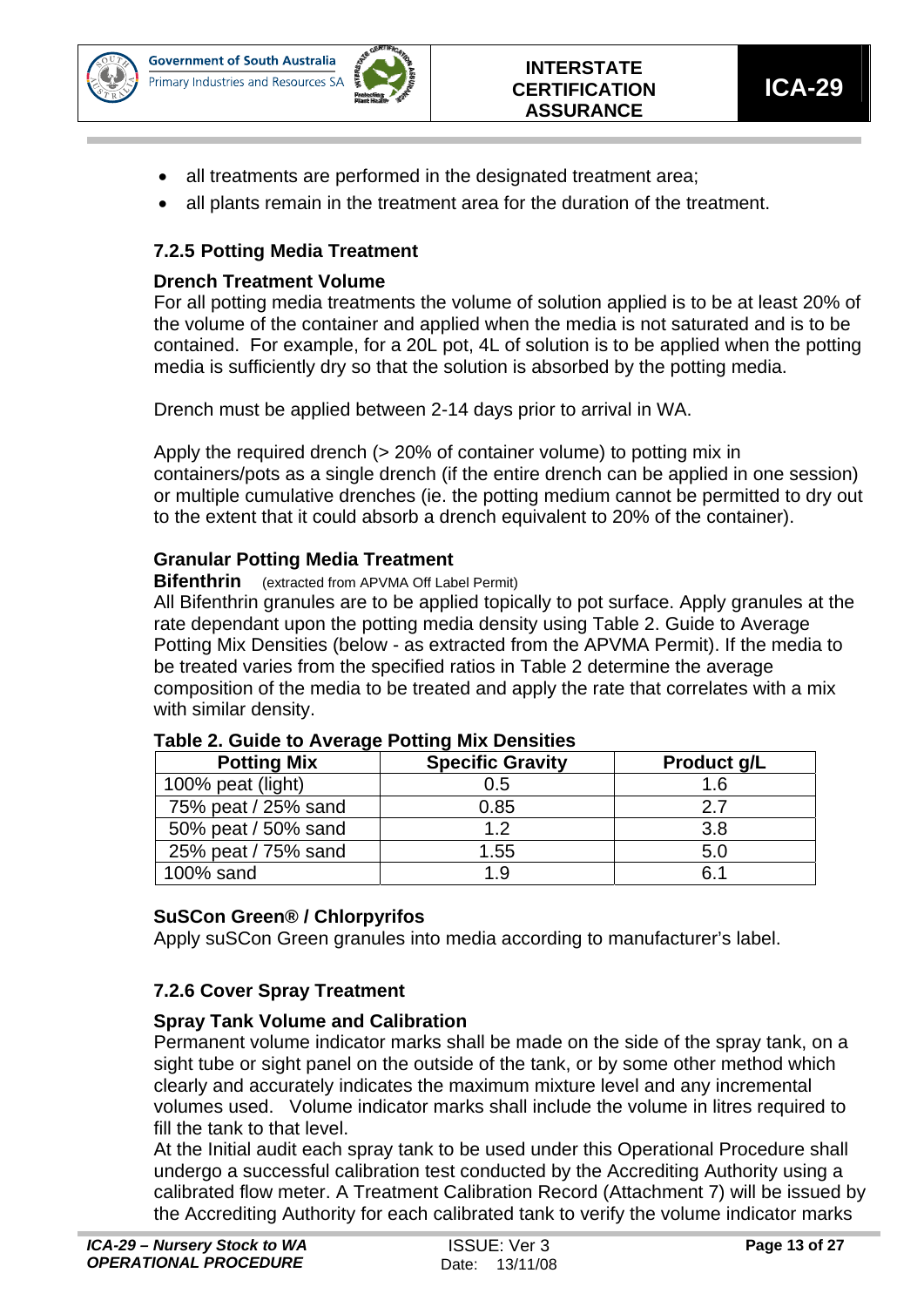- all treatments are performed in the designated treatment area;
- all plants remain in the treatment area for the duration of the treatment.

### 7.2.5 Potting Media Treatment

**Drench Treatment Volume**

For all potting media treatments the volume of solution applied is to be at least 20% of the volume of the container and applied when the media is not saturated and is to be contained. For example, for a 20L pot, 4L of solution is to be applied when the potting media is sufficiently dry so that the solution is absorbed by the potting media.

Drench must be applied between 2-14 days prior to arrival in WA.

Apply the required drench (> 20% of container volume) to potting mix in containers/pots as a single drench (if the entire drench can be applied in one session) or multiple cumulative drenches (ie. the potting medium cannot be permitted to dry out to the extent that it could absorb a drench equivalent to 20% of the container).

**Granular Potting Media Treatment**

**Bifenthrin** (extracted from APVMA Off Label Permit)

All Bifenthrin granules are to be applied topically to pot surface. Apply granules at the rate dependant upon the potting media density using Table 2. Guide to Average Potting Mix Densities (below - as extracted from the APVMA Permit). If the media to be treated varies from the specified ratios in Table 2 determine the average composition of the media to be treated and apply the rate that correlates with a mix with similar density.

**Table 2. Guide to Average Potting Mix Densities**

| Potting Mix | Specific Gravity | Product g/L |
|---|---|---|
| 100% peat (light) | 0.5 | 1.6 |
| 75% peat / 25% sand | 0.85 | 2.7 |
| 50% peat / 50% sand | 1.2 | 3.8 |
| 25% peat / 75% sand | 1.55 | 5.0 |
| 100% sand | 1.9 | 6.1 |

**SuSCon Green® / Chlorpyrifos**

Apply suSCon Green granules into media according to manufacturer's label.

### 7.2.6 Cover Spray Treatment

**Spray Tank Volume and Calibration**

Permanent volume indicator marks shall be made on the side of the spray tank, on a sight tube or sight panel on the outside of the tank, or by some other method which clearly and accurately indicates the maximum mixture level and any incremental volumes used. Volume indicator marks shall include the volume in litres required to fill the tank to that level.

At the Initial audit each spray tank to be used under this Operational Procedure shall undergo a successful calibration test conducted by the Accrediting Authority using a calibrated flow meter. A Treatment Calibration Record (Attachment 7) will be issued by the Accrediting Authority for each calibrated tank to verify the volume indicator marks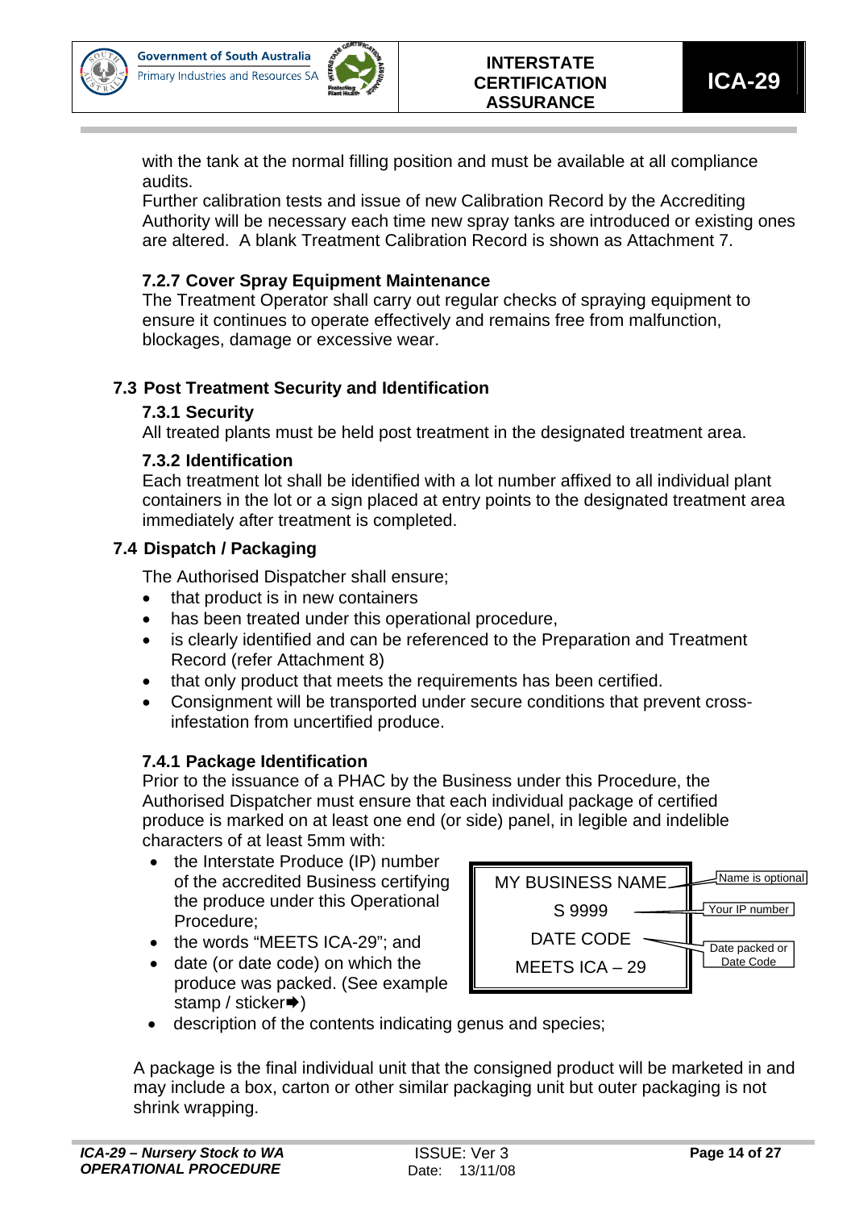with the tank at the normal filling position and must be available at all compliance audits.
Further calibration tests and issue of new Calibration Record by the Accrediting Authority will be necessary each time new spray tanks are introduced or existing ones are altered. A blank Treatment Calibration Record is shown as Attachment 7.

### 7.2.7 Cover Spray Equipment Maintenance

The Treatment Operator shall carry out regular checks of spraying equipment to ensure it continues to operate effectively and remains free from malfunction, blockages, damage or excessive wear.

## 7.3 Post Treatment Security and Identification

### 7.3.1 Security

All treated plants must be held post treatment in the designated treatment area.

### 7.3.2 Identification

Each treatment lot shall be identified with a lot number affixed to all individual plant containers in the lot or a sign placed at entry points to the designated treatment area immediately after treatment is completed.

## 7.4 Dispatch / Packaging

The Authorised Dispatcher shall ensure;

- that product is in new containers
- has been treated under this operational procedure,
- is clearly identified and can be referenced to the Preparation and Treatment Record (refer Attachment 8)
- that only product that meets the requirements has been certified.
- Consignment will be transported under secure conditions that prevent cross-infestation from uncertified produce.

### 7.4.1 Package Identification

Prior to the issuance of a PHAC by the Business under this Procedure, the Authorised Dispatcher must ensure that each individual package of certified produce is marked on at least one end (or side) panel, in legible and indelible characters of at least 5mm with:

- the Interstate Produce (IP) number of the accredited Business certifying the produce under this Operational Procedure;
- the words "MEETS ICA-29"; and
- date (or date code) on which the produce was packed. (See example stamp / sticker➡)
- description of the contents indicating genus and species;

| Example stamp / sticker | |
|---|---|
| MY BUSINESS NAME | Name is optional |
| S 9999 | Your IP number |
| DATE CODE | Date packed or Date Code |
| MEETS ICA – 29 | |

A package is the final individual unit that the consigned product will be marketed in and may include a box, carton or other similar packaging unit but outer packaging is not shrink wrapping.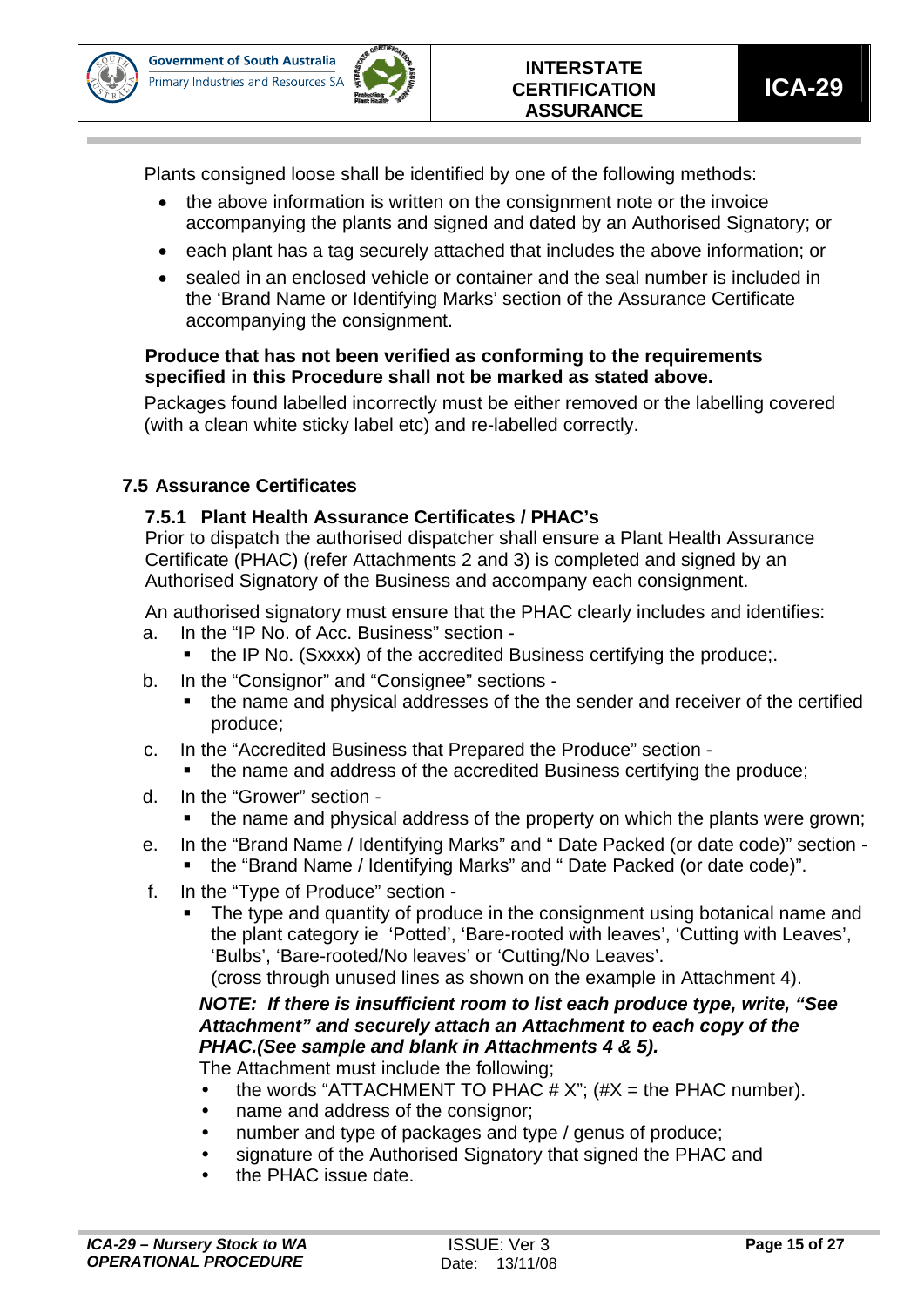Plants consigned loose shall be identified by one of the following methods:

- the above information is written on the consignment note or the invoice accompanying the plants and signed and dated by an Authorised Signatory; or
- each plant has a tag securely attached that includes the above information; or
- sealed in an enclosed vehicle or container and the seal number is included in the 'Brand Name or Identifying Marks' section of the Assurance Certificate accompanying the consignment.

**Produce that has not been verified as conforming to the requirements specified in this Procedure shall not be marked as stated above.**

Packages found labelled incorrectly must be either removed or the labelling covered (with a clean white sticky label etc) and re-labelled correctly.

## 7.5 Assurance Certificates

### 7.5.1 Plant Health Assurance Certificates / PHAC's

Prior to dispatch the authorised dispatcher shall ensure a Plant Health Assurance Certificate (PHAC) (refer Attachments 2 and 3) is completed and signed by an Authorised Signatory of the Business and accompany each consignment.

An authorised signatory must ensure that the PHAC clearly includes and identifies:

a. In the "IP No. of Acc. Business" section -
   - the IP No. (Sxxxx) of the accredited Business certifying the produce;.

b. In the "Consignor" and "Consignee" sections -
   - the name and physical addresses of the the sender and receiver of the certified produce;

c. In the "Accredited Business that Prepared the Produce" section -
   - the name and address of the accredited Business certifying the produce;

d. In the "Grower" section -
   - the name and physical address of the property on which the plants were grown;

e. In the "Brand Name / Identifying Marks" and " Date Packed (or date code)" section -
   - the "Brand Name / Identifying Marks" and " Date Packed (or date code)".

f. In the "Type of Produce" section -
   - The type and quantity of produce in the consignment using botanical name and the plant category ie 'Potted', 'Bare-rooted with leaves', 'Cutting with Leaves', 'Bulbs', 'Bare-rooted/No leaves' or 'Cutting/No Leaves'.
     (cross through unused lines as shown on the example in Attachment 4).

   ***NOTE: If there is insufficient room to list each produce type, write, "See Attachment" and securely attach an Attachment to each copy of the PHAC.(See sample and blank in Attachments 4 & 5).***

   The Attachment must include the following;

   - the words "ATTACHMENT TO PHAC # X"; (#X = the PHAC number).
   - name and address of the consignor;
   - number and type of packages and type / genus of produce;
   - signature of the Authorised Signatory that signed the PHAC and
   - the PHAC issue date.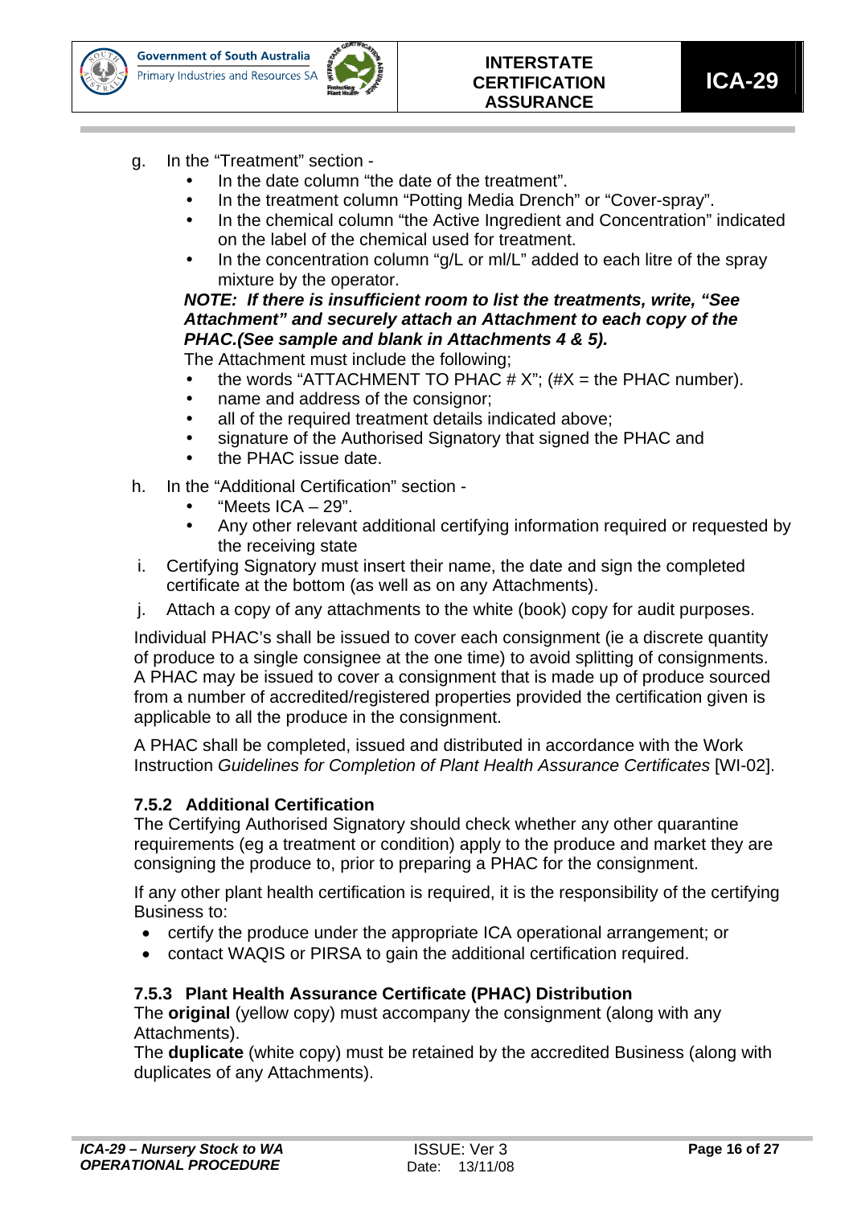g. In the "Treatment" section -
   - In the date column "the date of the treatment".
   - In the treatment column "Potting Media Drench" or "Cover-spray".
   - In the chemical column "the Active Ingredient and Concentration" indicated on the label of the chemical used for treatment.
   - In the concentration column "g/L or ml/L" added to each litre of the spray mixture by the operator.

   ***NOTE: If there is insufficient room to list the treatments, write, "See Attachment" and securely attach an Attachment to each copy of the PHAC.(See sample and blank in Attachments 4 & 5).***

   The Attachment must include the following;
   - the words "ATTACHMENT TO PHAC # X"; (#X = the PHAC number).
   - name and address of the consignor;
   - all of the required treatment details indicated above;
   - signature of the Authorised Signatory that signed the PHAC and
   - the PHAC issue date.

h. In the "Additional Certification" section -
   - "Meets ICA – 29".
   - Any other relevant additional certifying information required or requested by the receiving state

i. Certifying Signatory must insert their name, the date and sign the completed certificate at the bottom (as well as on any Attachments).

j. Attach a copy of any attachments to the white (book) copy for audit purposes.

Individual PHAC's shall be issued to cover each consignment (ie a discrete quantity of produce to a single consignee at the one time) to avoid splitting of consignments. A PHAC may be issued to cover a consignment that is made up of produce sourced from a number of accredited/registered properties provided the certification given is applicable to all the produce in the consignment.

A PHAC shall be completed, issued and distributed in accordance with the Work Instruction *Guidelines for Completion of Plant Health Assurance Certificates* [WI-02].

### 7.5.2 Additional Certification

The Certifying Authorised Signatory should check whether any other quarantine requirements (eg a treatment or condition) apply to the produce and market they are consigning the produce to, prior to preparing a PHAC for the consignment.

If any other plant health certification is required, it is the responsibility of the certifying Business to:

- certify the produce under the appropriate ICA operational arrangement; or
- contact WAQIS or PIRSA to gain the additional certification required.

### 7.5.3 Plant Health Assurance Certificate (PHAC) Distribution

The **original** (yellow copy) must accompany the consignment (along with any Attachments).
The **duplicate** (white copy) must be retained by the accredited Business (along with duplicates of any Attachments).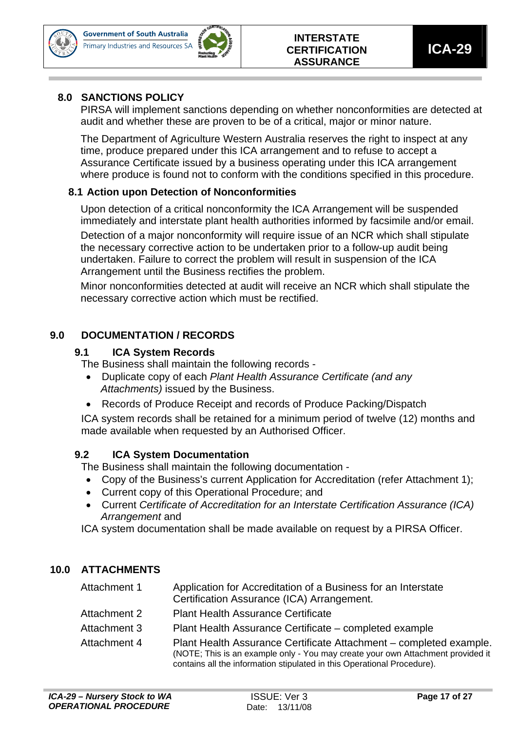## 8.0 SANCTIONS POLICY

PIRSA will implement sanctions depending on whether nonconformities are detected at audit and whether these are proven to be of a critical, major or minor nature.

The Department of Agriculture Western Australia reserves the right to inspect at any time, produce prepared under this ICA arrangement and to refuse to accept a Assurance Certificate issued by a business operating under this ICA arrangement where produce is found not to conform with the conditions specified in this procedure.

### 8.1 Action upon Detection of Nonconformities

Upon detection of a critical nonconformity the ICA Arrangement will be suspended immediately and interstate plant health authorities informed by facsimile and/or email.

Detection of a major nonconformity will require issue of an NCR which shall stipulate the necessary corrective action to be undertaken prior to a follow-up audit being undertaken. Failure to correct the problem will result in suspension of the ICA Arrangement until the Business rectifies the problem.

Minor nonconformities detected at audit will receive an NCR which shall stipulate the necessary corrective action which must be rectified.

## 9.0 DOCUMENTATION / RECORDS

### 9.1 ICA System Records

The Business shall maintain the following records -

- Duplicate copy of each *Plant Health Assurance Certificate (and any Attachments)* issued by the Business.
- Records of Produce Receipt and records of Produce Packing/Dispatch

ICA system records shall be retained for a minimum period of twelve (12) months and made available when requested by an Authorised Officer.

### 9.2 ICA System Documentation

The Business shall maintain the following documentation -

- Copy of the Business's current Application for Accreditation (refer Attachment 1);
- Current copy of this Operational Procedure; and
- Current *Certificate of Accreditation for an Interstate Certification Assurance (ICA) Arrangement* and

ICA system documentation shall be made available on request by a PIRSA Officer.

## 10.0 ATTACHMENTS

| | |
|---|---|
| Attachment 1 | Application for Accreditation of a Business for an Interstate Certification Assurance (ICA) Arrangement. |
| Attachment 2 | Plant Health Assurance Certificate |
| Attachment 3 | Plant Health Assurance Certificate – completed example |
| Attachment 4 | Plant Health Assurance Certificate Attachment – completed example. (NOTE; This is an example only - You may create your own Attachment provided it contains all the information stipulated in this Operational Procedure). |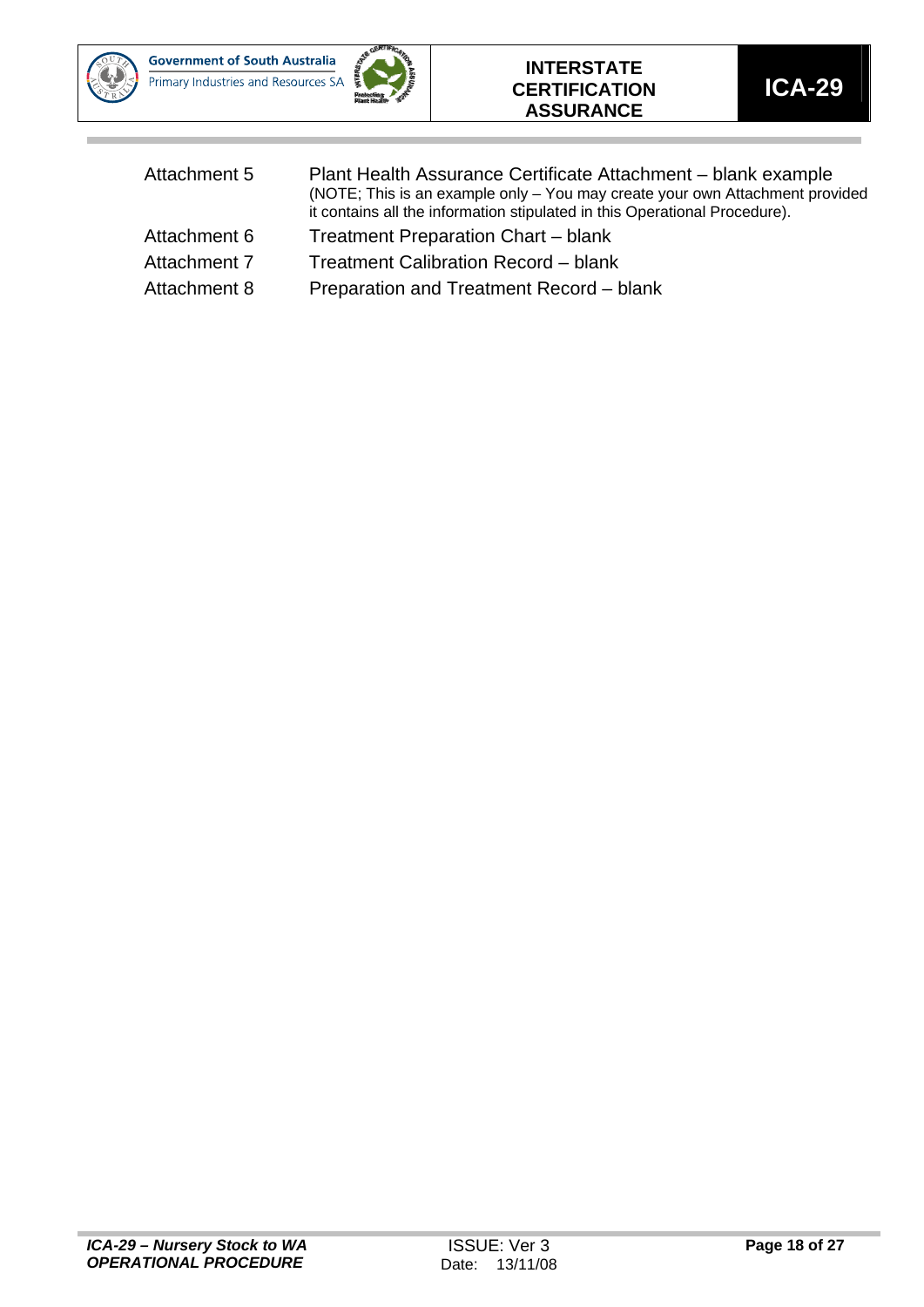| | |
|---|---|
| Attachment 5 | Plant Health Assurance Certificate Attachment – blank example<br>(NOTE; This is an example only – You may create your own Attachment provided it contains all the information stipulated in this Operational Procedure). |
| Attachment 6 | Treatment Preparation Chart – blank |
| Attachment 7 | Treatment Calibration Record – blank |
| Attachment 8 | Preparation and Treatment Record – blank |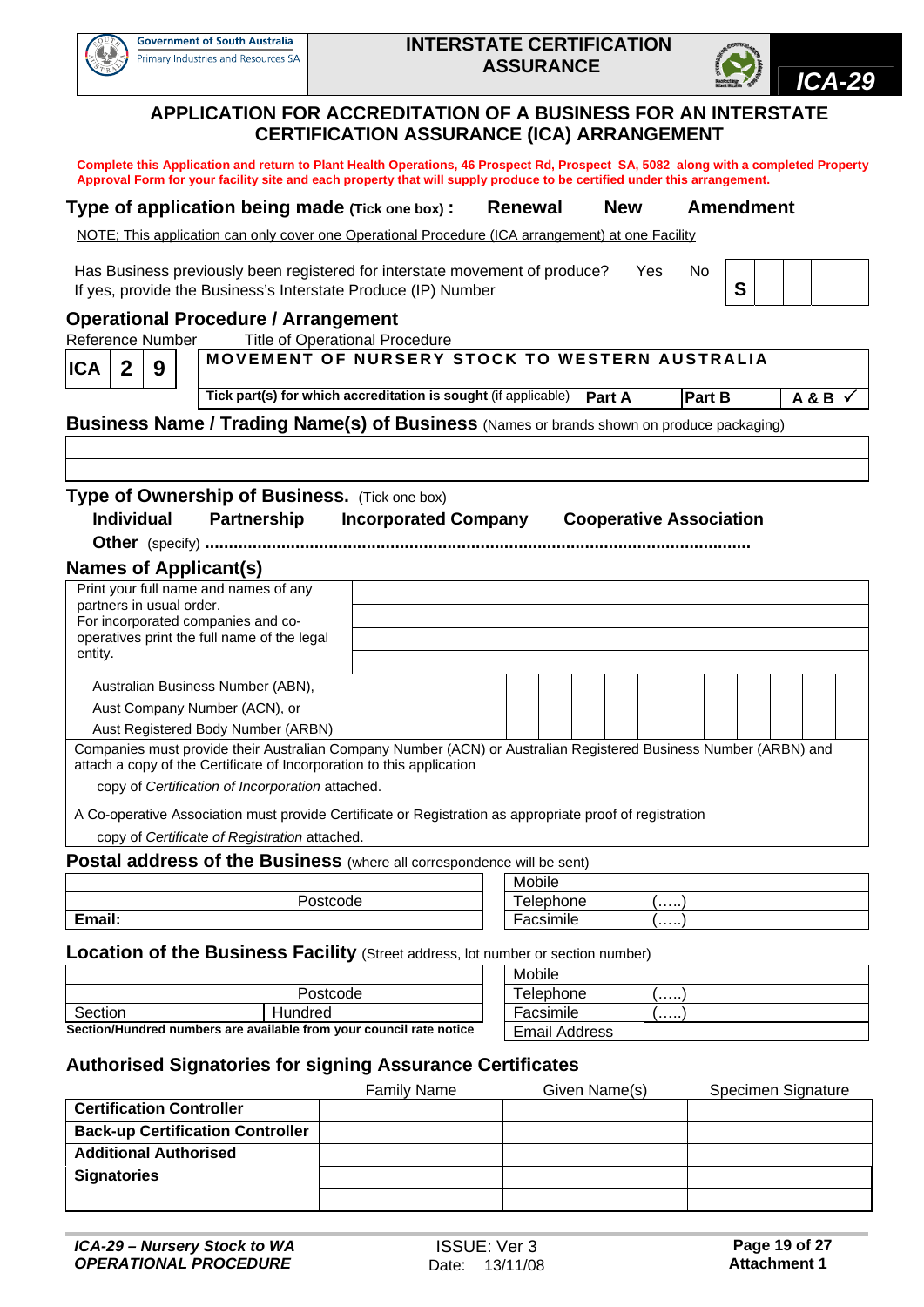Government of South Australia
Primary Industries and Resources SA

**INTERSTATE CERTIFICATION ASSURANCE**

**ICA-29**

# APPLICATION FOR ACCREDITATION OF A BUSINESS FOR AN INTERSTATE CERTIFICATION ASSURANCE (ICA) ARRANGEMENT

**Complete this Application and return to Plant Health Operations, 46 Prospect Rd, Prospect SA, 5082 along with a completed Property Approval Form for your facility site and each property that will supply produce to be certified under this arrangement.**

## Type of application being made (Tick one box) : **Renewal** **New** **Amendment**

NOTE; This application can only cover one Operational Procedure (ICA arrangement) at one Facility

Has Business previously been registered for interstate movement of produce? Yes No
If yes, provide the Business's Interstate Produce (IP) Number

| S | | | | |
|---|---|---|---|---|

## Operational Procedure / Arrangement

| Reference Number | Title of Operational Procedure | | |
|---|---|---|---|
| ICA 2 9 | MOVEMENT OF NURSERY STOCK TO WESTERN AUSTRALIA | | |
| | **Tick part(s) for which accreditation is sought** (if applicable) | **Part A** | **Part B** | **A & B ✓** |

## Business Name / Trading Name(s) of Business (Names or brands shown on produce packaging)

| |
|---|
| |
| |

## Type of Ownership of Business. (Tick one box)

**Individual** **Partnership** **Incorporated Company** **Cooperative Association**

**Other** (specify) ..........................................................................................................................

## Names of Applicant(s)

| Print your full name and names of any partners in usual order. For incorporated companies and co-operatives print the full name of the legal entity. | |
|---|---|
| | |
| | |
| | |
| Australian Business Number (ABN), Aust Company Number (ACN), or Aust Registered Body Number (ARBN) | | | | | | | | | | | | |

Companies must provide their Australian Company Number (ACN) or Australian Registered Business Number (ARBN) and attach a copy of the Certificate of Incorporation to this application

copy of *Certification of Incorporation* attached.

A Co-operative Association must provide Certificate or Registration as appropriate proof of registration

copy of *Certificate of Registration* attached.

## Postal address of the Business (where all correspondence will be sent)

| | | Mobile | |
|---|---|---|---|
| Postcode | | Telephone | (.....) |
| **Email:** | | Facsimile | (.....) |

## Location of the Business Facility (Street address, lot number or section number)

| | | Mobile | |
|---|---|---|---|
| Postcode | | Telephone | (.....) |
| Section | Hundred | Facsimile | (.....) |
| **Section/Hundred numbers are available from your council rate notice** | | Email Address | |

## Authorised Signatories for signing Assurance Certificates

| | Family Name | Given Name(s) | Specimen Signature |
|---|---|---|---|
| **Certification Controller** | | | |
| **Back-up Certification Controller** | | | |
| **Additional Authorised Signatories** | | | |
| | | | |
| | | | |

*ICA-29 – Nursery Stock to WA OPERATIONAL PROCEDURE* ISSUE: Ver 3 Date: 13/11/08 **Attachment 1**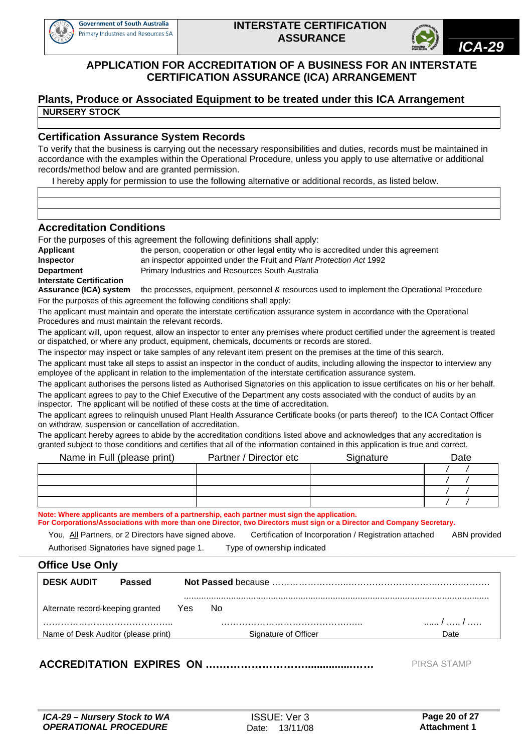**Government of South Australia**
Primary Industries and Resources SA

**INTERSTATE CERTIFICATION ASSURANCE**

***ICA-29***

# APPLICATION FOR ACCREDITATION OF A BUSINESS FOR AN INTERSTATE CERTIFICATION ASSURANCE (ICA) ARRANGEMENT

## Plants, Produce or Associated Equipment to be treated under this ICA Arrangement

| NURSERY STOCK |
|---|
| |

## Certification Assurance System Records

To verify that the business is carrying out the necessary responsibilities and duties, records must be maintained in accordance with the examples within the Operational Procedure, unless you apply to use alternative or additional records/method below and are granted permission.

I hereby apply for permission to use the following alternative or additional records, as listed below.

| |
|---|
| |
| |

## Accreditation Conditions

For the purposes of this agreement the following definitions shall apply:

| | |
|---|---|
| **Applicant** | the person, cooperation or other legal entity who is accredited under this agreement |
| **Inspector** | an inspector appointed under the Fruit and *Plant Protection Act* 1992 |
| **Department** | Primary Industries and Resources South Australia |
| **Interstate Certification Assurance (ICA) system** | the processes, equipment, personnel & resources used to implement the Operational Procedure |

For the purposes of this agreement the following conditions shall apply:

The applicant must maintain and operate the interstate certification assurance system in accordance with the Operational Procedures and must maintain the relevant records.

The applicant will, upon request, allow an inspector to enter any premises where product certified under the agreement is treated or dispatched, or where any product, equipment, chemicals, documents or records are stored.

The inspector may inspect or take samples of any relevant item present on the premises at the time of this search.

The applicant must take all steps to assist an inspector in the conduct of audits, including allowing the inspector to interview any employee of the applicant in relation to the implementation of the interstate certification assurance system.

The applicant authorises the persons listed as Authorised Signatories on this application to issue certificates on his or her behalf.

The applicant agrees to pay to the Chief Executive of the Department any costs associated with the conduct of audits by an inspector. The applicant will be notified of these costs at the time of accreditation.

The applicant agrees to relinquish unused Plant Health Assurance Certificate books (or parts thereof) to the ICA Contact Officer on withdraw, suspension or cancellation of accreditation.

The applicant hereby agrees to abide by the accreditation conditions listed above and acknowledges that any accreditation is granted subject to those conditions and certifies that all of the information contained in this application is true and correct.

| Name in Full (please print) | Partner / Director etc | Signature | Date |
|---|---|---|---|
| | | | / / |
| | | | / / |
| | | | / / |
| | | | / / |

**Note: Where applicants are members of a partnership, each partner must sign the application.**
**For Corporations/Associations with more than one Director, two Directors must sign or a Director and Company Secretary.**

You, All Partners, or 2 Directors have signed above. Certification of Incorporation / Registration attached ABN provided

Authorised Signatories have signed page 1. Type of ownership indicated

## Office Use Only

**DESK AUDIT** **Passed** **Not Passed** because ……………………………………………………………………

……………………………………………………………………………………………………………

Alternate record-keeping granted Yes No

…………………………………….. ……………………………………….. ...... / ….. / …..

Name of Desk Auditor (please print) Signature of Officer Date

**ACCREDITATION EXPIRES ON ………………………...............……**

PIRSA STAMP

***ICA-29 – Nursery Stock to WA OPERATIONAL PROCEDURE***

ISSUE: Ver 3
Date: 13/11/08

**Attachment 1**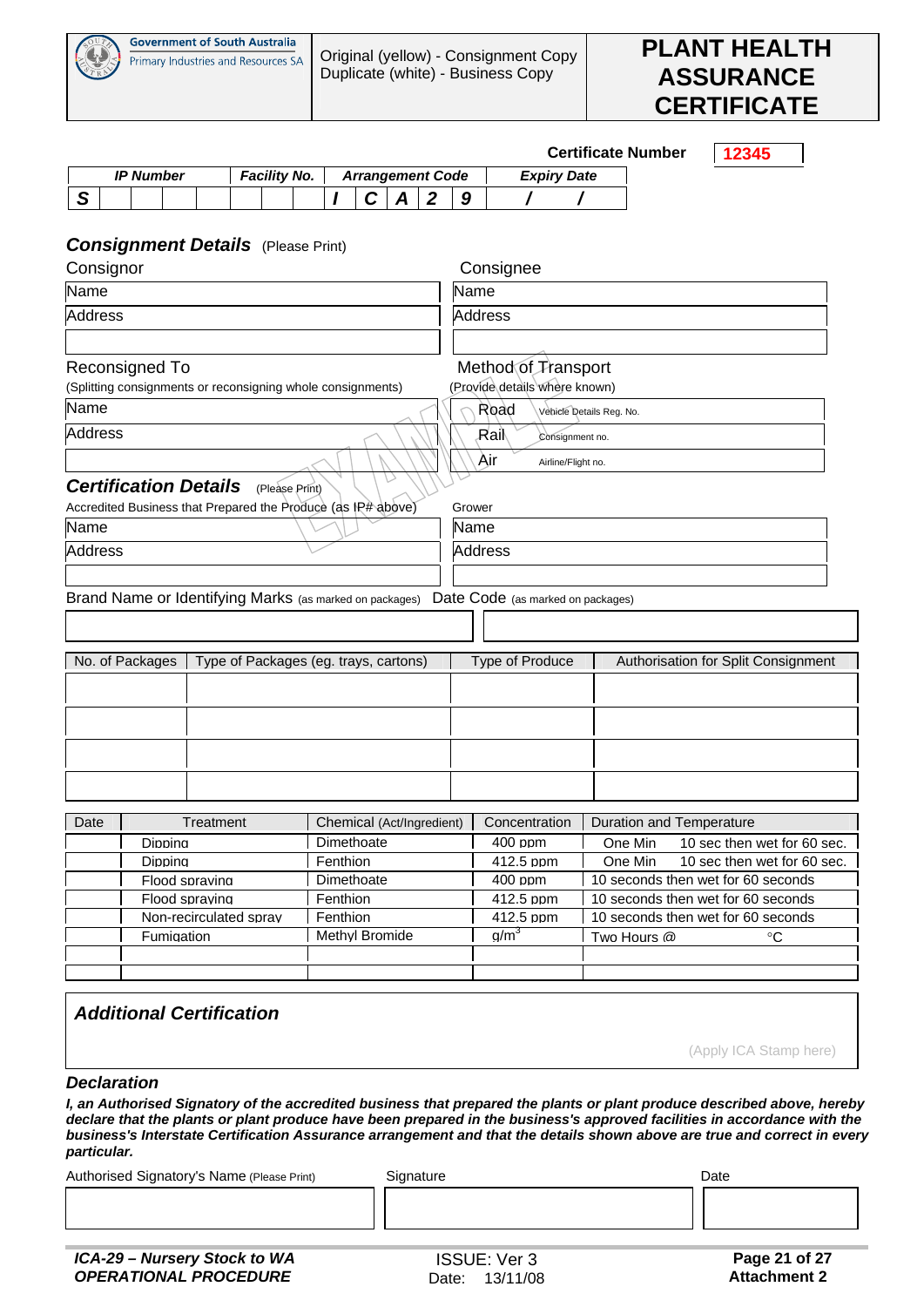Government of South Australia
Primary Industries and Resources SA

Original (yellow) - Consignment Copy
Duplicate (white) - Business Copy

# PLANT HEALTH ASSURANCE CERTIFICATE

**Certificate Number** 12345

| IP Number | Facility No. | Arrangement Code | Expiry Date |
|---|---|---|---|
| S | | I C A 2 9 | / / |

## Consignment Details (Please Print)

| Consignor | Consignee |
|---|---|
| Name | Name |
| Address | Address |
| | |

| Reconsigned To (Splitting consignments or reconsigning whole consignments) | Method of Transport (Provide details where known) |
|---|---|
| Name | Road — Vehicle Details Reg. No. |
| Address | Rail — Consignment no. |
| | Air — Airline/Flight no. |

EXAMPLE

## Certification Details (Please Print)

| Accredited Business that Prepared the Produce (as IP# above) | Grower |
|---|---|
| Name | Name |
| Address | Address |
| | |

| Brand Name or Identifying Marks (as marked on packages) | Date Code (as marked on packages) |
|---|---|
| | |

| No. of Packages | Type of Packages (eg. trays, cartons) | Type of Produce | Authorisation for Split Consignment |
|---|---|---|---|
| | | | |
| | | | |
| | | | |
| | | | |

| Date | Treatment | Chemical (Act/Ingredient) | Concentration | Duration and Temperature |
|---|---|---|---|---|
| | Dipping | Dimethoate | 400 ppm | One Min 10 sec then wet for 60 sec. |
| | Dipping | Fenthion | 412.5 ppm | One Min 10 sec then wet for 60 sec. |
| | Flood spraying | Dimethoate | 400 ppm | 10 seconds then wet for 60 seconds |
| | Flood spraying | Fenthion | 412.5 ppm | 10 seconds then wet for 60 seconds |
| | Non-recirculated spray | Fenthion | 412.5 ppm | 10 seconds then wet for 60 seconds |
| | Fumigation | Methyl Bromide | $g/m^3$ | Two Hours @ °C |
| | | | | |
| | | | | |

## Additional Certification

(Apply ICA Stamp here)

## Declaration

***I, an Authorised Signatory of the accredited business that prepared the plants or plant produce described above, hereby declare that the plants or plant produce have been prepared in the business's approved facilities in accordance with the business's Interstate Certification Assurance arrangement and that the details shown above are true and correct in every particular.***

| Authorised Signatory's Name (Please Print) | Signature | Date |
|---|---|---|
| | | |

***ICA-29 – Nursery Stock to WA OPERATIONAL PROCEDURE***

ISSUE: Ver 3
Date: 13/11/08

**Attachment 2**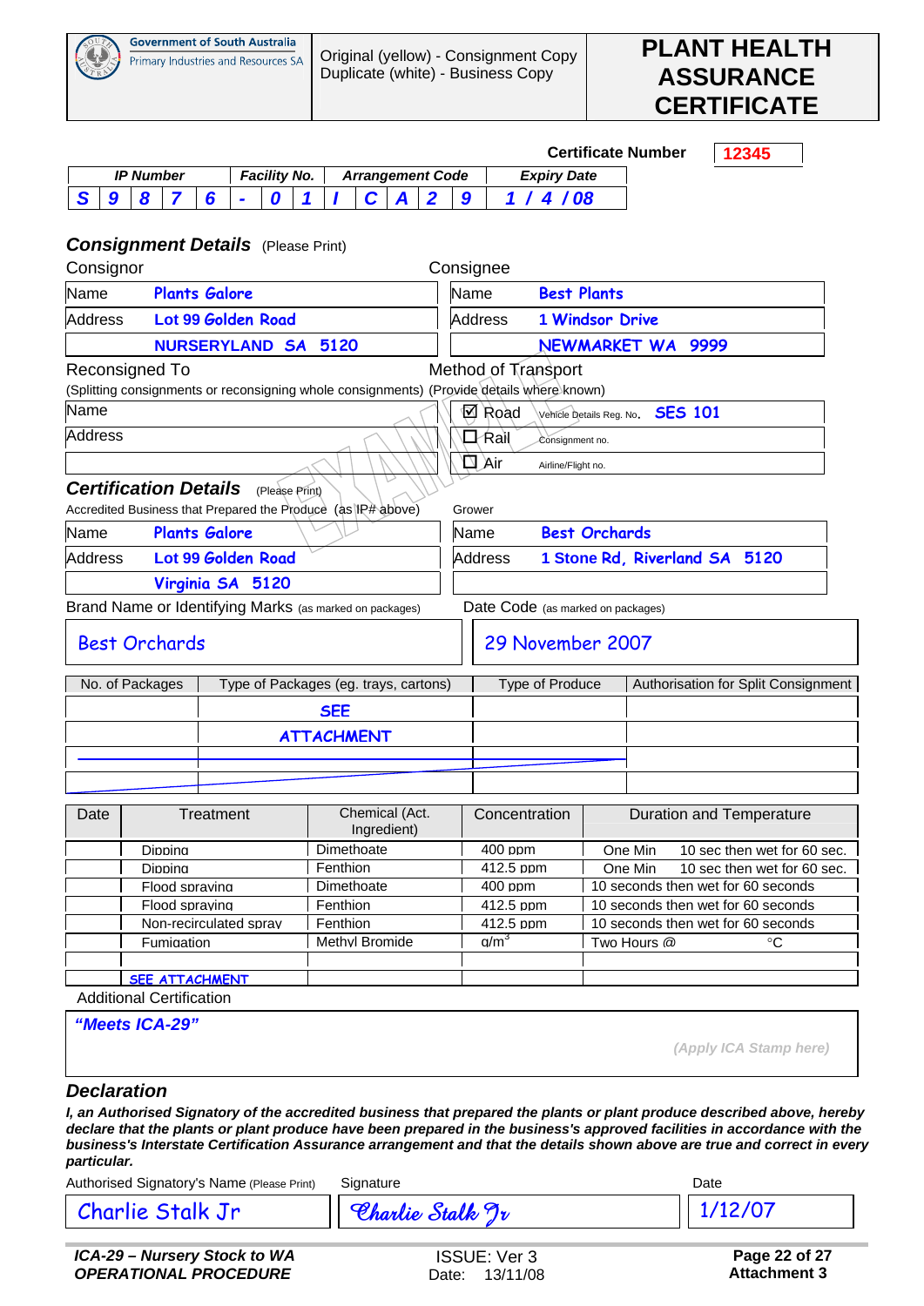Government of South Australia
Primary Industries and Resources SA

Original (yellow) - Consignment Copy
Duplicate (white) - Business Copy

# PLANT HEALTH ASSURANCE CERTIFICATE

**Certificate Number** 12345

| IP Number | | | | | | Facility No. | | Arrangement Code | | | | Expiry Date |
|---|---|---|---|---|---|---|---|---|---|---|---|---|
| S | 9 | 8 | 7 | 6 | - | 0 | 1 | / | C | A | 2 | 9 | 1 / 4 / 08 |

## *Consignment Details* (Please Print)

| Consignor | | Consignee | |
|---|---|---|---|
| Name | Plants Galore | Name | Best Plants |
| Address | Lot 99 Golden Road | Address | 1 Windsor Drive |
| | NURSERYLAND SA 5120 | | NEWMARKET WA 9999 |

Reconsigned To
(Splitting consignments or reconsigning whole consignments)

| | |
|---|---|
| Name | |
| Address | |

Method of Transport (Provide details where known)

| | |
|---|---|
| ☑ Road | Vehicle Details Reg. No. SES 101 |
| ☐ Rail | Consignment no. |
| ☐ Air | Airline/Flight no. |

## *Certification Details* (Please Print)

| Accredited Business that Prepared the Produce (as IP# above) | | Grower | |
|---|---|---|---|
| Name | Plants Galore | Name | Best Orchards |
| Address | Lot 99 Golden Road | Address | 1 Stone Rd, Riverland SA 5120 |
| | Virginia SA 5120 | | |

| Brand Name or Identifying Marks (as marked on packages) | Date Code (as marked on packages) |
|---|---|
| Best Orchards | 29 November 2007 |

| No. of Packages | Type of Packages (eg. trays, cartons) | Type of Produce | Authorisation for Split Consignment |
|---|---|---|---|
| | SEE | | |
| | ATTACHMENT | | |
| | | | |
| | | | |

| Date | Treatment | Chemical (Act. Ingredient) | Concentration | Duration and Temperature |
|---|---|---|---|---|
| | Dipping | Dimethoate | 400 ppm | One Min 10 sec then wet for 60 sec. |
| | Dipping | Fenthion | 412.5 ppm | One Min 10 sec then wet for 60 sec. |
| | Flood spraying | Dimethoate | 400 ppm | 10 seconds then wet for 60 seconds |
| | Flood spraying | Fenthion | 412.5 ppm | 10 seconds then wet for 60 seconds |
| | Non-recirculated spray | Fenthion | 412.5 ppm | 10 seconds then wet for 60 seconds |
| | Fumigation | Methyl Bromide | $g/m^3$ | Two Hours @ °C |
| | | | | |
| | SEE ATTACHMENT | | | |

Additional Certification

***"Meets ICA-29"***

*(Apply ICA Stamp here)*

## *Declaration*

***I, an Authorised Signatory of the accredited business that prepared the plants or plant produce described above, hereby declare that the plants or plant produce have been prepared in the business's approved facilities in accordance with the business's Interstate Certification Assurance arrangement and that the details shown above are true and correct in every particular.***

| Authorised Signatory's Name (Please Print) | Signature | Date |
|---|---|---|
| Charlie Stalk Jr | Charlie Stalk Jr | 1/12/07 |

***ICA-29 – Nursery Stock to WA OPERATIONAL PROCEDURE***

ISSUE: Ver 3
Date: 13/11/08

**Attachment 3**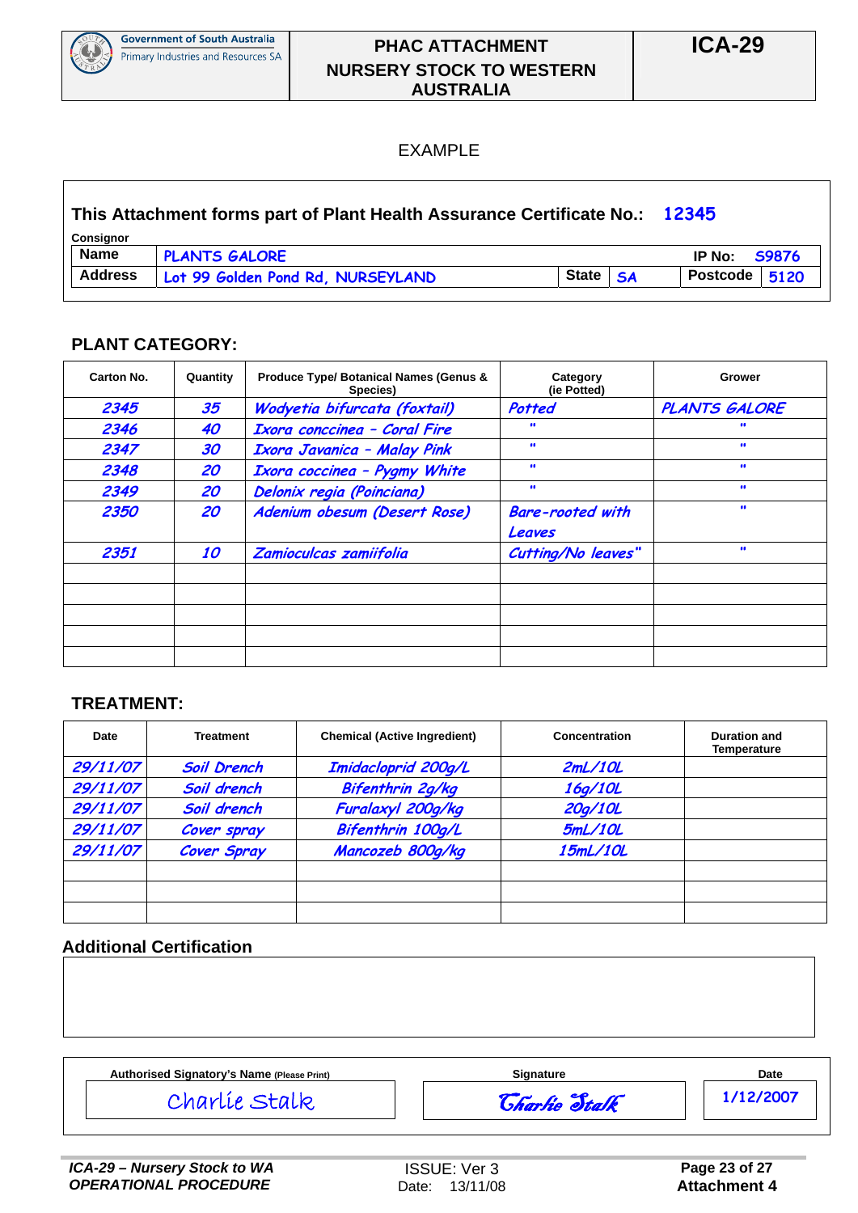Government of South Australia
Primary Industries and Resources SA

# PHAC ATTACHMENT NURSERY STOCK TO WESTERN AUSTRALIA

**ICA-29**

EXAMPLE

**This Attachment forms part of Plant Health Assurance Certificate No.: 12345**

**Consignor**

| | | | | | |
|---|---|---|---|---|---|
| **Name** | PLANTS GALORE | | | **IP No:** | S9876 |
| **Address** | Lot 99 Golden Pond Rd, NURSEYLAND | **State** | SA | **Postcode** | 5120 |

## PLANT CATEGORY:

| Carton No. | Quantity | Produce Type/ Botanical Names (Genus & Species) | Category (ie Potted) | Grower |
|---|---|---|---|---|
| 2345 | 35 | Wodyetia bifurcata (foxtail) | Potted | PLANTS GALORE |
| 2346 | 40 | Ixora conccinea - Coral Fire | " | " |
| 2347 | 30 | Ixora Javanica - Malay Pink | " | " |
| 2348 | 20 | Ixora coccinea - Pygmy White | " | " |
| 2349 | 20 | Delonix regia (Poinciana) | " | " |
| 2350 | 20 | Adenium obesum (Desert Rose) | Bare-rooted with Leaves | " |
| 2351 | 10 | Zamioculcas zamiifolia | Cutting/No leaves" | " |
| | | | | |
| | | | | |
| | | | | |
| | | | | |
| | | | | |

## TREATMENT:

| Date | Treatment | Chemical (Active Ingredient) | Concentration | Duration and Temperature |
|---|---|---|---|---|
| 29/11/07 | Soil Drench | Imidacloprid 200g/L | 2mL/10L | |
| 29/11/07 | Soil drench | Bifenthrin 2g/kg | 16g/10L | |
| 29/11/07 | Soil drench | Furalaxyl 200g/kg | 20g/10L | |
| 29/11/07 | Cover spray | Bifenthrin 100g/L | 5mL/10L | |
| 29/11/07 | Cover Spray | Mancozeb 800g/kg | 15mL/10L | |
| | | | | |
| | | | | |
| | | | | |

## Additional Certification

| Authorised Signatory's Name (Please Print) | Signature | Date |
|---|---|---|
| Charlie Stalk | Charlie Stalk | 1/12/2007 |

*ICA-29 – Nursery Stock to WA OPERATIONAL PROCEDURE* | ISSUE: Ver 3 Date: 13/11/08 | **Attachment 4**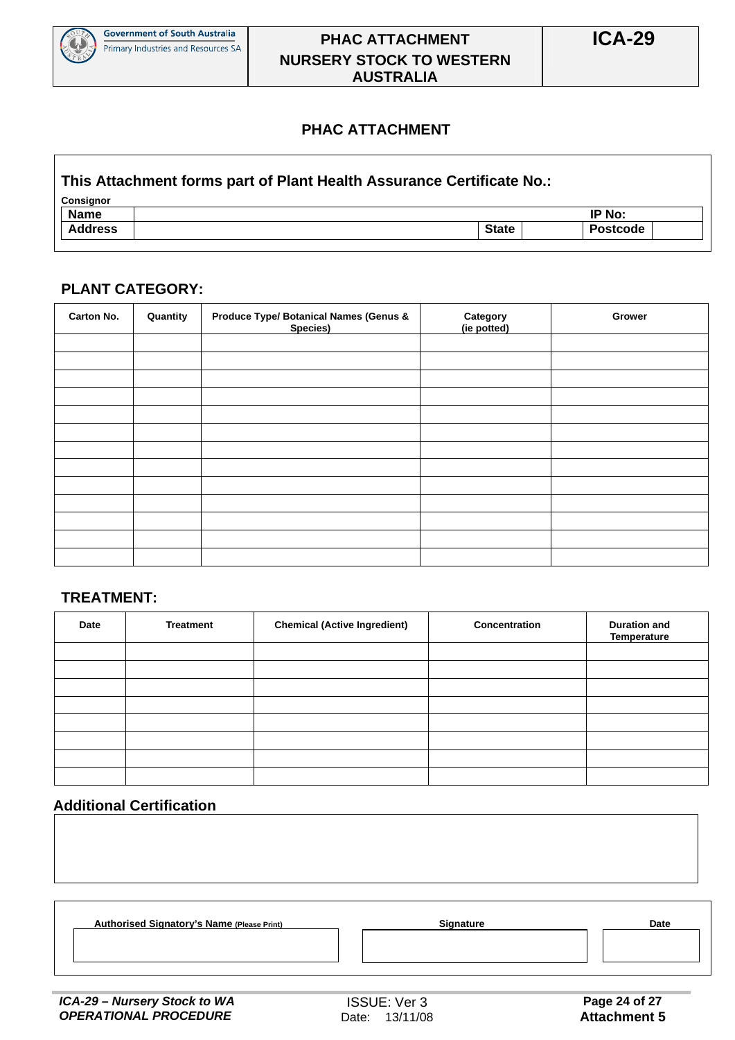# PHAC ATTACHMENT

**This Attachment forms part of Plant Health Assurance Certificate No.:**

**Consignor**

| **Name** | | | | **IP No:** | |
|---|---|---|---|---|---|
| **Address** | | **State** | | **Postcode** | |

## PLANT CATEGORY:

| Carton No. | Quantity | Produce Type/ Botanical Names (Genus & Species) | Category (ie potted) | Grower |
|---|---|---|---|---|
| | | | | |
| | | | | |
| | | | | |
| | | | | |
| | | | | |
| | | | | |
| | | | | |
| | | | | |
| | | | | |
| | | | | |
| | | | | |
| | | | | |
| | | | | |

## TREATMENT:

| Date | Treatment | Chemical (Active Ingredient) | Concentration | Duration and Temperature |
|---|---|---|---|---|
| | | | | |
| | | | | |
| | | | | |
| | | | | |
| | | | | |
| | | | | |
| | | | | |
| | | | | |

## Additional Certification

| Authorised Signatory's Name (Please Print) | Signature | Date |
|---|---|---|
| | | |

*ICA-29 – Nursery Stock to WA*
*OPERATIONAL PROCEDURE*

ISSUE: Ver 3
Date: 13/11/08

**Attachment 5**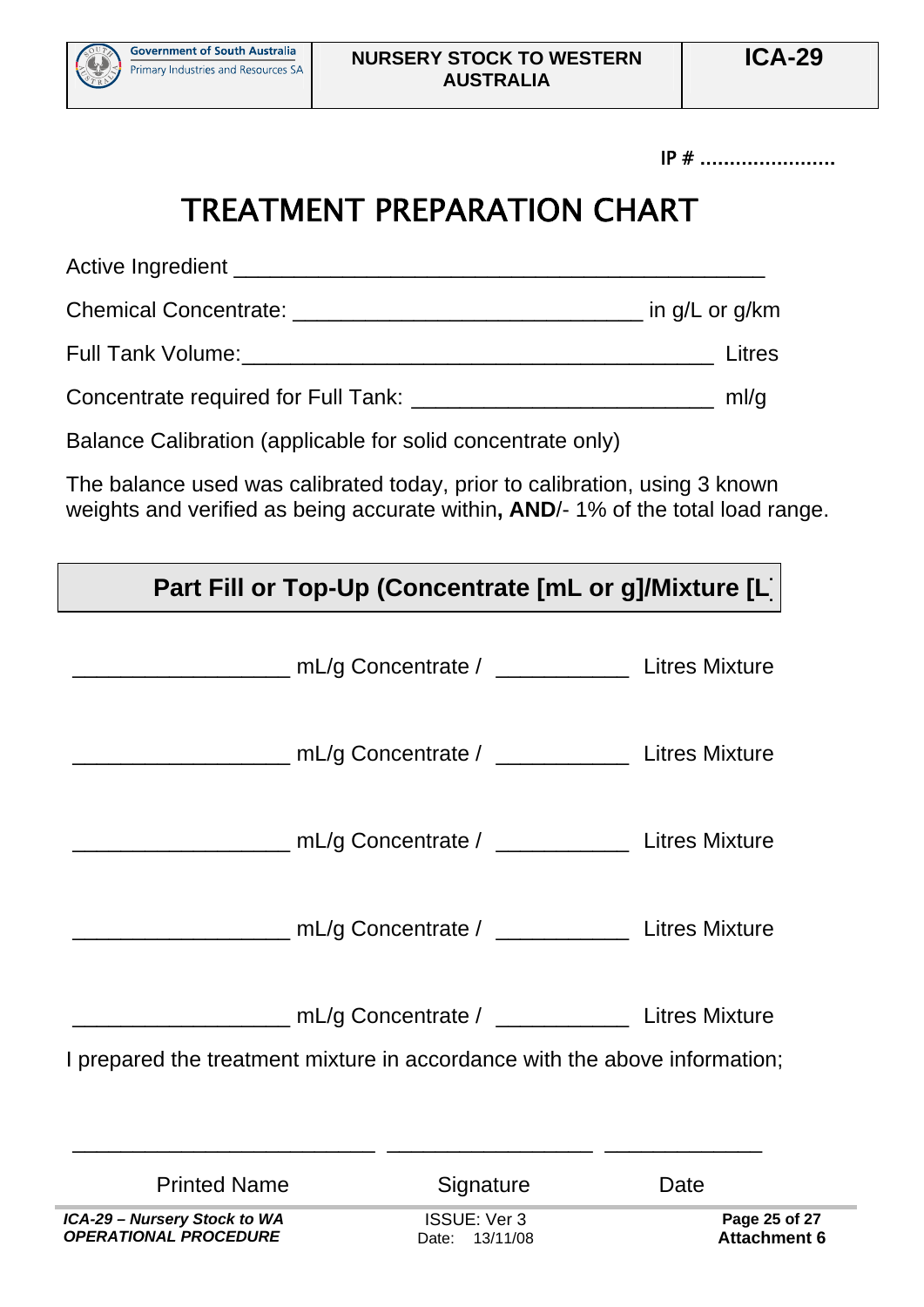IP # .......................

# TREATMENT PREPARATION CHART

Active Ingredient ____________________________________________

Chemical Concentrate: _____________________________ in g/L or g/km

Full Tank Volume:________________________________________ Litres

Concentrate required for Full Tank: _________________________ ml/g

Balance Calibration (applicable for solid concentrate only)

The balance used was calibrated today, prior to calibration, using 3 known weights and verified as being accurate within**, AND**/- 1% of the total load range.

## Part Fill or Top-Up (Concentrate [mL or g]/Mixture [L]

__________________ mL/g Concentrate / ___________ Litres Mixture

__________________ mL/g Concentrate / ___________ Litres Mixture

__________________ mL/g Concentrate / ___________ Litres Mixture

__________________ mL/g Concentrate / ___________ Litres Mixture

__________________ mL/g Concentrate / ___________ Litres Mixture

I prepared the treatment mixture in accordance with the above information;

_________________________ _________________ _____________

Printed Name                    Signature                    Date

*ICA-29 – Nursery Stock to WA OPERATIONAL PROCEDURE*    ISSUE: Ver 3 Date: 13/11/08    **Attachment 6**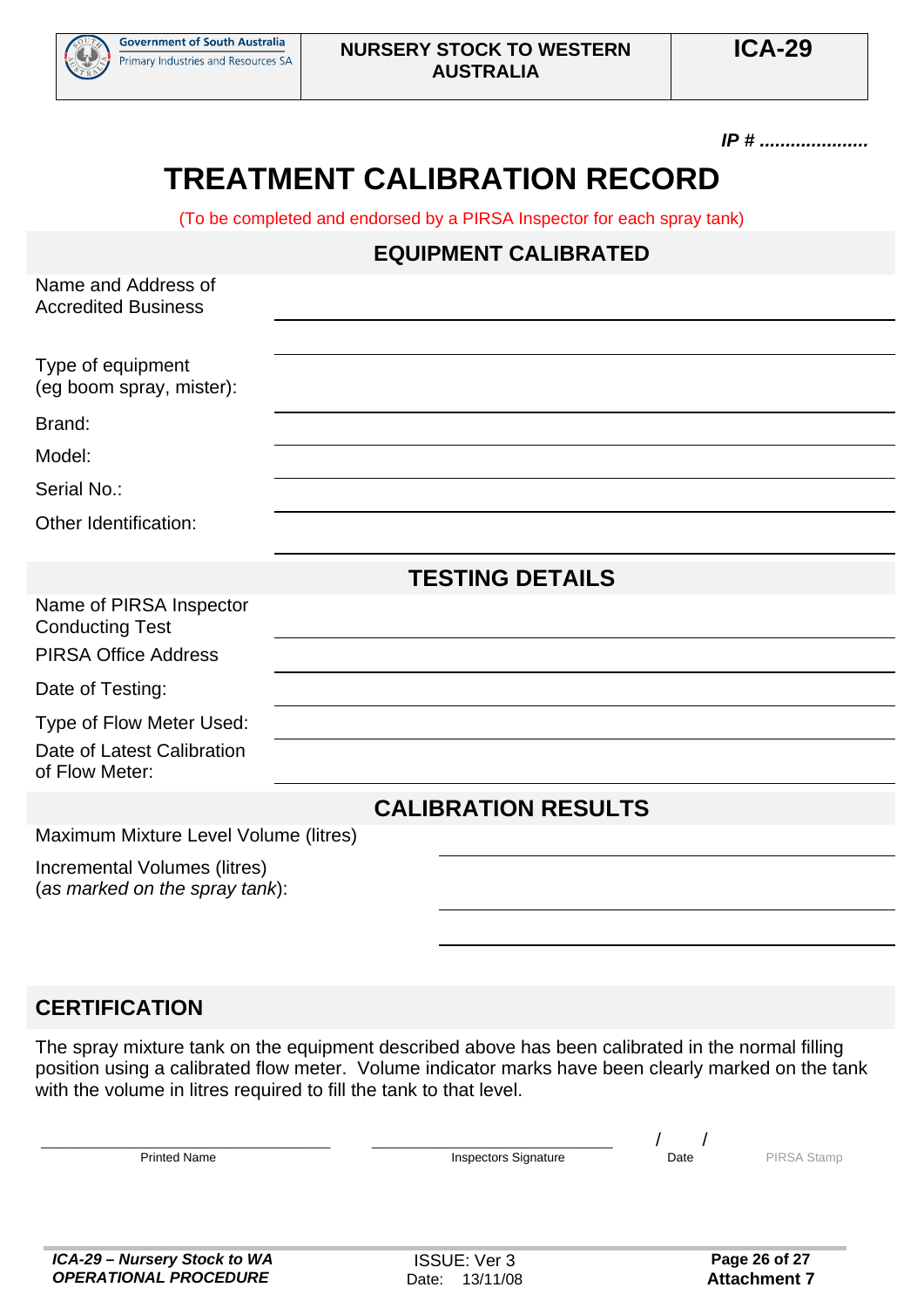IP # ....................

# TREATMENT CALIBRATION RECORD

(To be completed and endorsed by a PIRSA Inspector for each spray tank)

## EQUIPMENT CALIBRATED

Name and Address of Accredited Business \_\_\_\_\_\_\_\_\_\_\_\_\_\_\_\_\_\_\_\_

\_\_\_\_\_\_\_\_\_\_\_\_\_\_\_\_\_\_\_\_

Type of equipment (eg boom spray, mister): \_\_\_\_\_\_\_\_\_\_\_\_\_\_\_\_\_\_\_\_

Brand: \_\_\_\_\_\_\_\_\_\_\_\_\_\_\_\_\_\_\_\_

Model: \_\_\_\_\_\_\_\_\_\_\_\_\_\_\_\_\_\_\_\_

Serial No.: \_\_\_\_\_\_\_\_\_\_\_\_\_\_\_\_\_\_\_\_

Other Identification: \_\_\_\_\_\_\_\_\_\_\_\_\_\_\_\_\_\_\_\_

## TESTING DETAILS

Name of PIRSA Inspector Conducting Test \_\_\_\_\_\_\_\_\_\_\_\_\_\_\_\_\_\_\_\_

PIRSA Office Address \_\_\_\_\_\_\_\_\_\_\_\_\_\_\_\_\_\_\_\_

Date of Testing: \_\_\_\_\_\_\_\_\_\_\_\_\_\_\_\_\_\_\_\_

Type of Flow Meter Used: \_\_\_\_\_\_\_\_\_\_\_\_\_\_\_\_\_\_\_\_

Date of Latest Calibration of Flow Meter: \_\_\_\_\_\_\_\_\_\_\_\_\_\_\_\_\_\_\_\_

## CALIBRATION RESULTS

Maximum Mixture Level Volume (litres) \_\_\_\_\_\_\_\_\_\_\_\_\_\_\_\_\_\_\_\_

Incremental Volumes (litres) (*as marked on the spray tank*): \_\_\_\_\_\_\_\_\_\_\_\_\_\_\_\_\_\_\_\_

\_\_\_\_\_\_\_\_\_\_\_\_\_\_\_\_\_\_\_\_

\_\_\_\_\_\_\_\_\_\_\_\_\_\_\_\_\_\_\_\_

## CERTIFICATION

The spray mixture tank on the equipment described above has been calibrated in the normal filling position using a calibrated flow meter. Volume indicator marks have been clearly marked on the tank with the volume in litres required to fill the tank to that level.

| \_\_\_\_\_\_\_\_\_\_\_\_\_\_\_\_\_\_\_\_ | \_\_\_\_\_\_\_\_\_\_\_\_\_\_\_\_\_\_\_\_ | / / | |
|---|---|---|---|
| Printed Name | Inspectors Signature | Date | PIRSA Stamp |

Attachment 7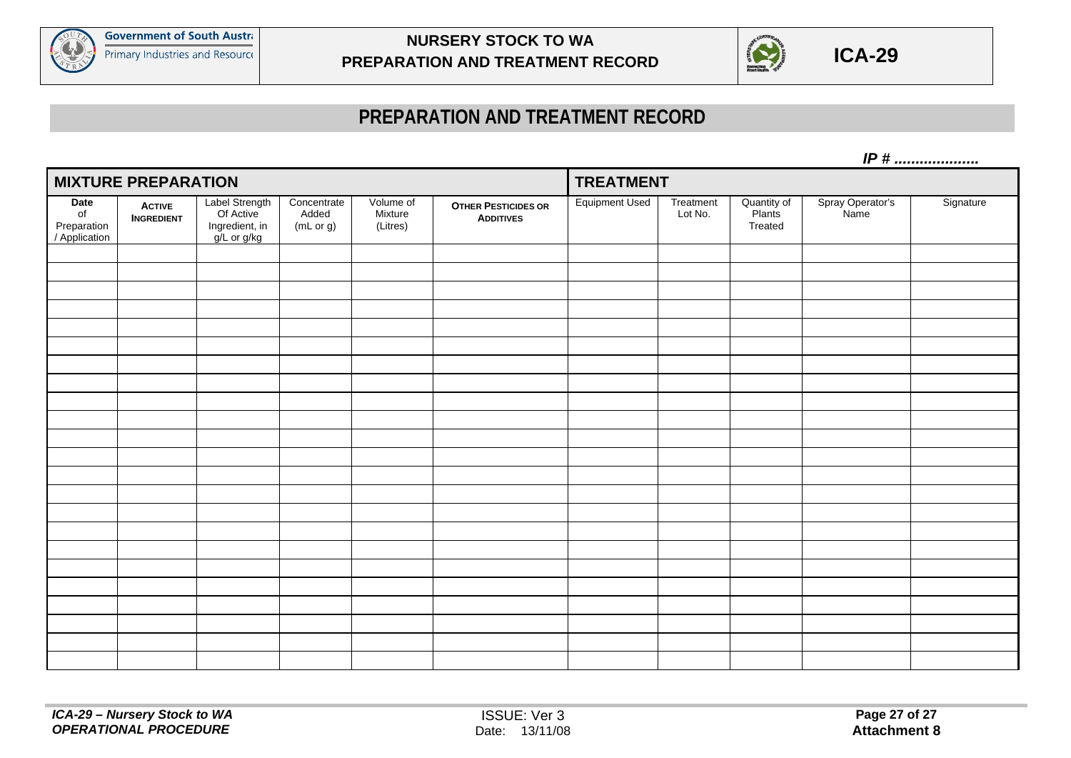# PREPARATION AND TREATMENT RECORD

***IP # ....................***

| MIXTURE PREPARATION | | | | | | TREATMENT | | | | |
|---|---|---|---|---|---|---|---|---|---|---|
| **Date** of Preparation / Application | **ACTIVE INGREDIENT** | Label Strength Of Active Ingredient, in g/L or g/kg | Concentrate Added (mL or g) | Volume of Mixture (Litres) | **OTHER PESTICIDES OR ADDITIVES** | Equipment Used | Treatment Lot No. | Quantity of Plants Treated | Spray Operator's Name | Signature |
| | | | | | | | | | | |
| | | | | | | | | | | |
| | | | | | | | | | | |
| | | | | | | | | | | |
| | | | | | | | | | | |
| | | | | | | | | | | |
| | | | | | | | | | | |
| | | | | | | | | | | |
| | | | | | | | | | | |
| | | | | | | | | | | |
| | | | | | | | | | | |
| | | | | | | | | | | |
| | | | | | | | | | | |
| | | | | | | | | | | |
| | | | | | | | | | | |
| | | | | | | | | | | |
| | | | | | | | | | | |
| | | | | | | | | | | |
| | | | | | | | | | | |
| | | | | | | | | | | |
| | | | | | | | | | | |
| | | | | | | | | | | |
| | | | | | | | | | | |

**Attachment 8**